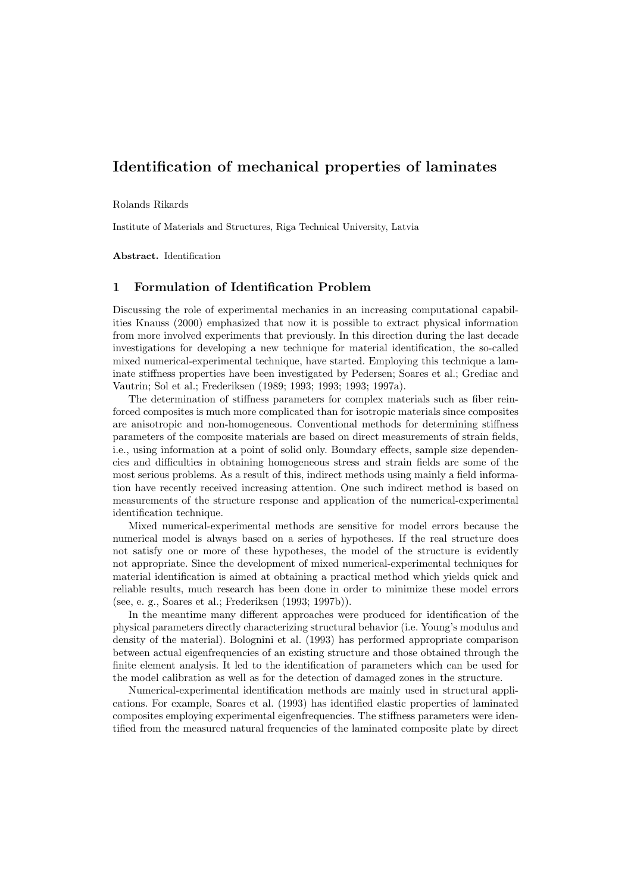# Identification of mechanical properties of laminates

Rolands Rikards

Institute of Materials and Structures, Riga Technical University, Latvia

**Abstract.** Identification

## 1 Formulation of Identification Problem

Discussing the role of experimental mechanics in an increasing computational capabilities Knauss (2000) emphasized that now it is possible to extract physical information from more involved experiments that previously. In this direction during the last decade investigations for developing a new technique for material identification, the so-called mixed numerical-experimental technique, have started. Employing this technique a laminate stiffness properties have been investigated by Pedersen; Soares et al.; Grediac and Vautrin; Sol et al.; Frederiksen (1989; 1993; 1993; 1993; 1997a).

The determination of stiffness parameters for complex materials such as fiber reinforced composites is much more complicated than for isotropic materials since composites are anisotropic and non-homogeneous. Conventional methods for determining stiffness parameters of the composite materials are based on direct measurements of strain fields, i.e., using information at a point of solid only. Boundary effects, sample size dependencies and difficulties in obtaining homogeneous stress and strain fields are some of the most serious problems. As a result of this, indirect methods using mainly a field information have recently received increasing attention. One such indirect method is based on measurements of the structure response and application of the numerical-experimental identification technique.

Mixed numerical-experimental methods are sensitive for model errors because the numerical model is always based on a series of hypotheses. If the real structure does not satisfy one or more of these hypotheses, the model of the structure is evidently not appropriate. Since the development of mixed numerical-experimental techniques for material identification is aimed at obtaining a practical method which yields quick and reliable results, much research has been done in order to minimize these model errors (see, e. g., Soares et al.; Frederiksen (1993; 1997b)).

In the meantime many different approaches were produced for identification of the physical parameters directly characterizing structural behavior (i.e. Young's modulus and density of the material). Bolognini et al. (1993) has performed appropriate comparison between actual eigenfrequencies of an existing structure and those obtained through the finite element analysis. It led to the identification of parameters which can be used for the model calibration as well as for the detection of damaged zones in the structure.

Numerical-experimental identification methods are mainly used in structural applications. For example, Soares et al. (1993) has identified elastic properties of laminated composites employing experimental eigenfrequencies. The stiffness parameters were identified from the measured natural frequencies of the laminated composite plate by direct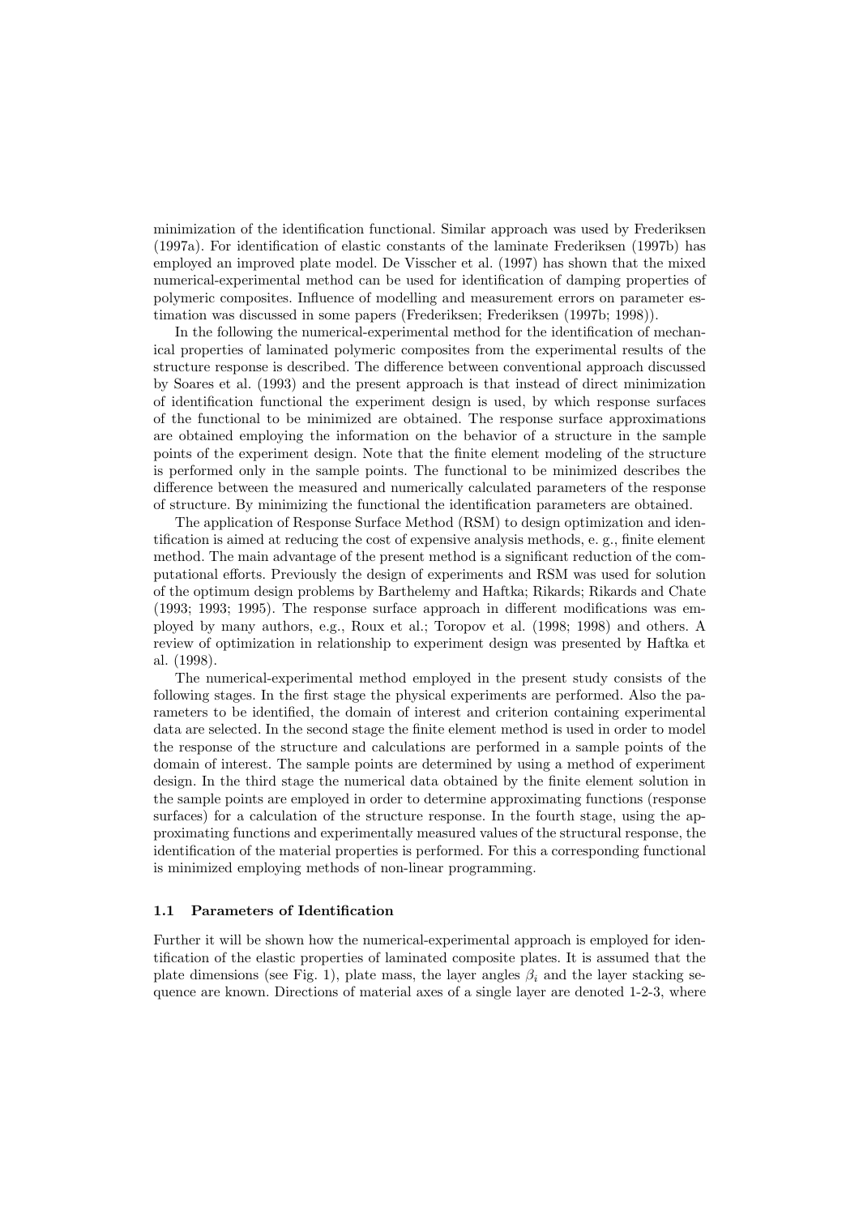minimization of the identification functional. Similar approach was used by Frederiksen (1997a). For identification of elastic constants of the laminate Frederiksen (1997b) has employed an improved plate model. De Visscher et al. (1997) has shown that the mixed numerical-experimental method can be used for identification of damping properties of polymeric composites. Influence of modelling and measurement errors on parameter estimation was discussed in some papers (Frederiksen; Frederiksen (1997b; 1998)).

In the following the numerical-experimental method for the identification of mechanical properties of laminated polymeric composites from the experimental results of the structure response is described. The difference between conventional approach discussed by Soares et al. (1993) and the present approach is that instead of direct minimization of identification functional the experiment design is used, by which response surfaces of the functional to be minimized are obtained. The response surface approximations are obtained employing the information on the behavior of a structure in the sample points of the experiment design. Note that the finite element modeling of the structure is performed only in the sample points. The functional to be minimized describes the difference between the measured and numerically calculated parameters of the response of structure. By minimizing the functional the identification parameters are obtained.

The application of Response Surface Method (RSM) to design optimization and identification is aimed at reducing the cost of expensive analysis methods, e. g., finite element method. The main advantage of the present method is a significant reduction of the computational efforts. Previously the design of experiments and RSM was used for solution of the optimum design problems by Barthelemy and Haftka; Rikards; Rikards and Chate (1993; 1993; 1995). The response surface approach in different modifications was employed by many authors, e.g., Roux et al.; Toropov et al. (1998; 1998) and others. A review of optimization in relationship to experiment design was presented by Haftka et al. (1998).

The numerical-experimental method employed in the present study consists of the following stages. In the first stage the physical experiments are performed. Also the parameters to be identified, the domain of interest and criterion containing experimental data are selected. In the second stage the finite element method is used in order to model the response of the structure and calculations are performed in a sample points of the domain of interest. The sample points are determined by using a method of experiment design. In the third stage the numerical data obtained by the finite element solution in the sample points are employed in order to determine approximating functions (response surfaces) for a calculation of the structure response. In the fourth stage, using the approximating functions and experimentally measured values of the structural response, the identification of the material properties is performed. For this a corresponding functional is minimized employing methods of non-linear programming.

### 1.1 Parameters of Identification

Further it will be shown how the numerical-experimental approach is employed for identification of the elastic properties of laminated composite plates. It is assumed that the plate dimensions (see Fig. 1), plate mass, the layer angles $\beta_i$ and the layer stacking sequence are known. Directions of material axes of a single layer are denoted 1-2-3, where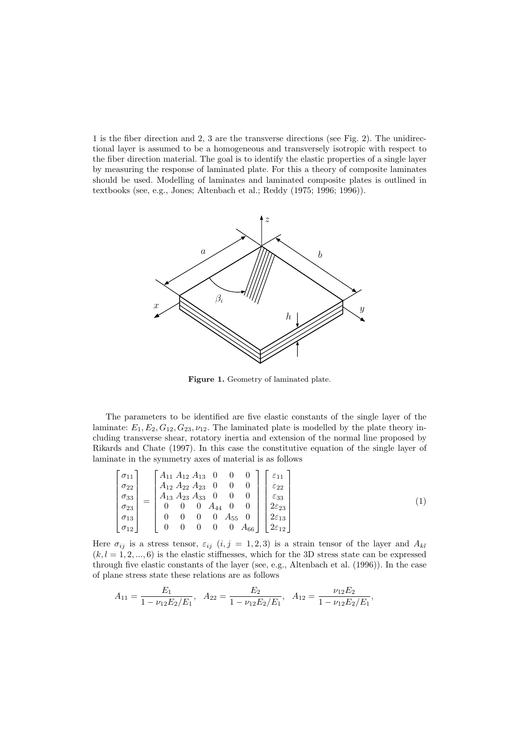1 is the fiber direction and 2, 3 are the transverse directions (see Fig. 2). The unidirectional layer is assumed to be a homogeneous and transversely isotropic with respect to the fiber direction material. The goal is to identify the elastic properties of a single layer by measuring the response of laminated plate. For this a theory of composite laminates should be used. Modelling of laminates and laminated composite plates is outlined in textbooks (see, e.g., Jones; Altenbach et al.; Reddy (1975; 1996; 1996)).

**Figure 1.** Geometry of laminated plate.

The parameters to be identified are five elastic constants of the single layer of the laminate: $E_1, E_2, G_{12}, G_{23}, \nu_{12}$. The laminated plate is modelled by the plate theory including transverse shear, rotatory inertia and extension of the normal line proposed by Rikards and Chate (1997). In this case the constitutive equation of the single layer of laminate in the symmetry axes of material is as follows

$$
\begin{bmatrix} \sigma_{11} \\ \sigma_{22} \\ \sigma_{33} \\ \sigma_{23} \\ \sigma_{13} \\ \sigma_{12} \end{bmatrix} = \begin{bmatrix} A_{11} & A_{12} & A_{13} & 0 & 0 & 0 \\ A_{12} & A_{22} & A_{23} & 0 & 0 & 0 \\ A_{13} & A_{23} & A_{33} & 0 & 0 & 0 \\ 0 & 0 & 0 & A_{44} & 0 & 0 \\ 0 & 0 & 0 & 0 & A_{55} & 0 \\ 0 & 0 & 0 & 0 & 0 & A_{66} \end{bmatrix} \begin{bmatrix} \varepsilon_{11} \\ \varepsilon_{22} \\ \varepsilon_{33} \\ 2\varepsilon_{23} \\ 2\varepsilon_{13} \\ 2\varepsilon_{12} \end{bmatrix} \tag{1}
$$

Here $\sigma_{ij}$ is a stress tensor, $\varepsilon_{ij}$ $(i, j = 1, 2, 3)$ is a strain tensor of the layer and $A_{kl}$ $(k, l = 1, 2, ..., 6)$ is the elastic stiffnesses, which for the 3D stress state can be expressed through five elastic constants of the layer (see, e.g., Altenbach et al. (1996)). In the case of plane stress state these relations are as follows

$$
A_{11} = \frac{E_1}{1 - \nu_{12}E_2/E_1}, \quad A_{22} = \frac{E_2}{1 - \nu_{12}E_2/E_1}, \quad A_{12} = \frac{\nu_{12}E_2}{1 - \nu_{12}E_2/E_1},
$$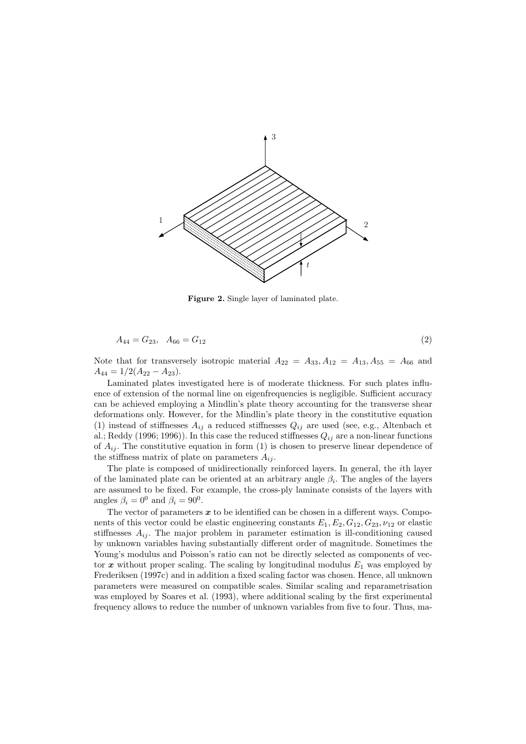**Figure 2.** Single layer of laminated plate.

$$A_{44} = G_{23}, \quad A_{66} = G_{12} \tag{2}$$

Note that for transversely isotropic material $A_{22} = A_{33}, A_{12} = A_{13}, A_{55} = A_{66}$ and $A_{44} = 1/2(A_{22} - A_{23})$.

Laminated plates investigated here is of moderate thickness. For such plates influence of extension of the normal line on eigenfrequencies is negligible. Sufficient accuracy can be achieved employing a Mindlin's plate theory accounting for the transverse shear deformations only. However, for the Mindlin's plate theory in the constitutive equation (1) instead of stiffnesses $A_{ij}$ a reduced stiffnesses $Q_{ij}$ are used (see, e.g., Altenbach et al.; Reddy (1996; 1996)). In this case the reduced stiffnesses $Q_{ij}$ are a non-linear functions of $A_{ij}$. The constitutive equation in form (1) is chosen to preserve linear dependence of the stiffness matrix of plate on parameters $A_{ij}$.

The plate is composed of unidirectionally reinforced layers. In general, the $i$th layer of the laminated plate can be oriented at an arbitrary angle $\beta_i$. The angles of the layers are assumed to be fixed. For example, the cross-ply laminate consists of the layers with angles $\beta_i = 0^0$ and $\beta_i = 90^0$.

The vector of parameters $\boldsymbol{x}$ to be identified can be chosen in a different ways. Components of this vector could be elastic engineering constants $E_1, E_2, G_{12}, G_{23}, \nu_{12}$ or elastic stiffnesses $A_{ij}$. The major problem in parameter estimation is ill-conditioning caused by unknown variables having substantially different order of magnitude. Sometimes the Young's modulus and Poisson's ratio can not be directly selected as components of vector $\boldsymbol{x}$ without proper scaling. The scaling by longitudinal modulus $E_1$ was employed by Frederiksen (1997c) and in addition a fixed scaling factor was chosen. Hence, all unknown parameters were measured on compatible scales. Similar scaling and reparametrisation was employed by Soares et al. (1993), where additional scaling by the first experimental frequency allows to reduce the number of unknown variables from five to four. Thus, ma-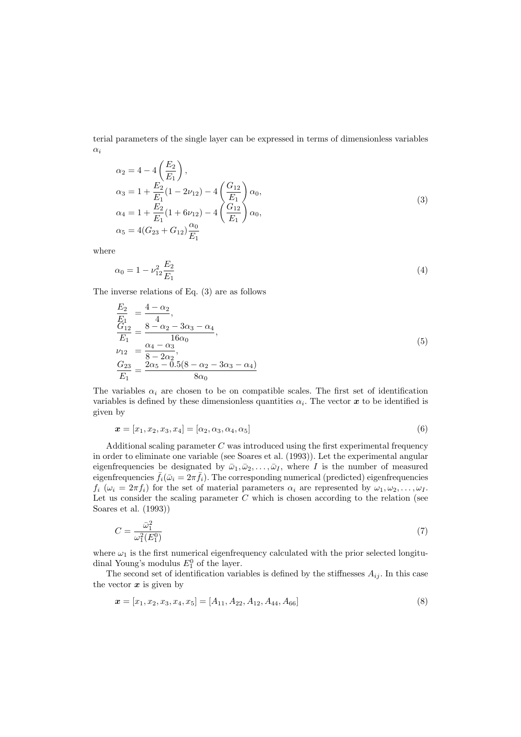terial parameters of the single layer can be expressed in terms of dimensionless variables $\alpha_i$

$$
\begin{aligned}
\alpha_2 &= 4 - 4\left(\frac{E_2}{E_1}\right), \\
\alpha_3 &= 1 + \frac{E_2}{E_1}(1 - 2\nu_{12}) - 4\left(\frac{G_{12}}{E_1}\right)\alpha_0, \\
\alpha_4 &= 1 + \frac{E_2}{E_1}(1 + 6\nu_{12}) - 4\left(\frac{G_{12}}{E_1}\right)\alpha_0, \\
\alpha_5 &= 4(G_{23} + G_{12})\frac{\alpha_0}{E_1}
\end{aligned}
\tag{3}
$$

where

$$
\alpha_0 = 1 - \nu_{12}^2 \frac{E_2}{E_1} \tag{4}
$$

The inverse relations of Eq. (3) are as follows

$$
\begin{aligned}
\frac{E_2}{E_1} &= \frac{4 - \alpha_2}{4}, \\
\frac{G_{12}}{E_1} &= \frac{8 - \alpha_2 - 3\alpha_3 - \alpha_4}{16\alpha_0}, \\
\nu_{12} &= \frac{\alpha_4 - \alpha_3}{8 - 2\alpha_2}, \\
\frac{G_{23}}{E_1} &= \frac{2\alpha_5 - 0.5(8 - \alpha_2 - 3\alpha_3 - \alpha_4)}{8\alpha_0}
\end{aligned}
\tag{5}
$$

The variables $\alpha_i$ are chosen to be on compatible scales. The first set of identification variables is defined by these dimensionless quantities $\alpha_i$. The vector $\boldsymbol{x}$ to be identified is given by

$$
\boldsymbol{x} = [x_1, x_2, x_3, x_4] = [\alpha_2, \alpha_3, \alpha_4, \alpha_5] \tag{6}
$$

Additional scaling parameter $C$ was introduced using the first experimental frequency in order to eliminate one variable (see Soares et al. (1993)). Let the experimental angular eigenfrequencies be designated by $\bar{\omega}_1, \bar{\omega}_2, \ldots, \bar{\omega}_I$, where $I$ is the number of measured eigenfrequencies $\bar{f}_i (\bar{\omega}_i = 2\pi \bar{f}_i)$. The corresponding numerical (predicted) eigenfrequencies $f_i$ ($\omega_i = 2\pi f_i$) for the set of material parameters $\alpha_i$ are represented by $\omega_1, \omega_2, \ldots, \omega_I$. Let us consider the scaling parameter $C$ which is chosen according to the relation (see Soares et al. (1993))

$$
C = \frac{\bar{\omega}_1^2}{\omega_1^2(E_1^0)} \tag{7}
$$

where $\omega_1$ is the first numerical eigenfrequency calculated with the prior selected longitudinal Young's modulus $E_1^0$ of the layer.

The second set of identification variables is defined by the stiffnesses $A_{ij}$. In this case the vector $\boldsymbol{x}$ is given by

$$
\boldsymbol{x} = [x_1, x_2, x_3, x_4, x_5] = [A_{11}, A_{22}, A_{12}, A_{44}, A_{66}] \tag{8}
$$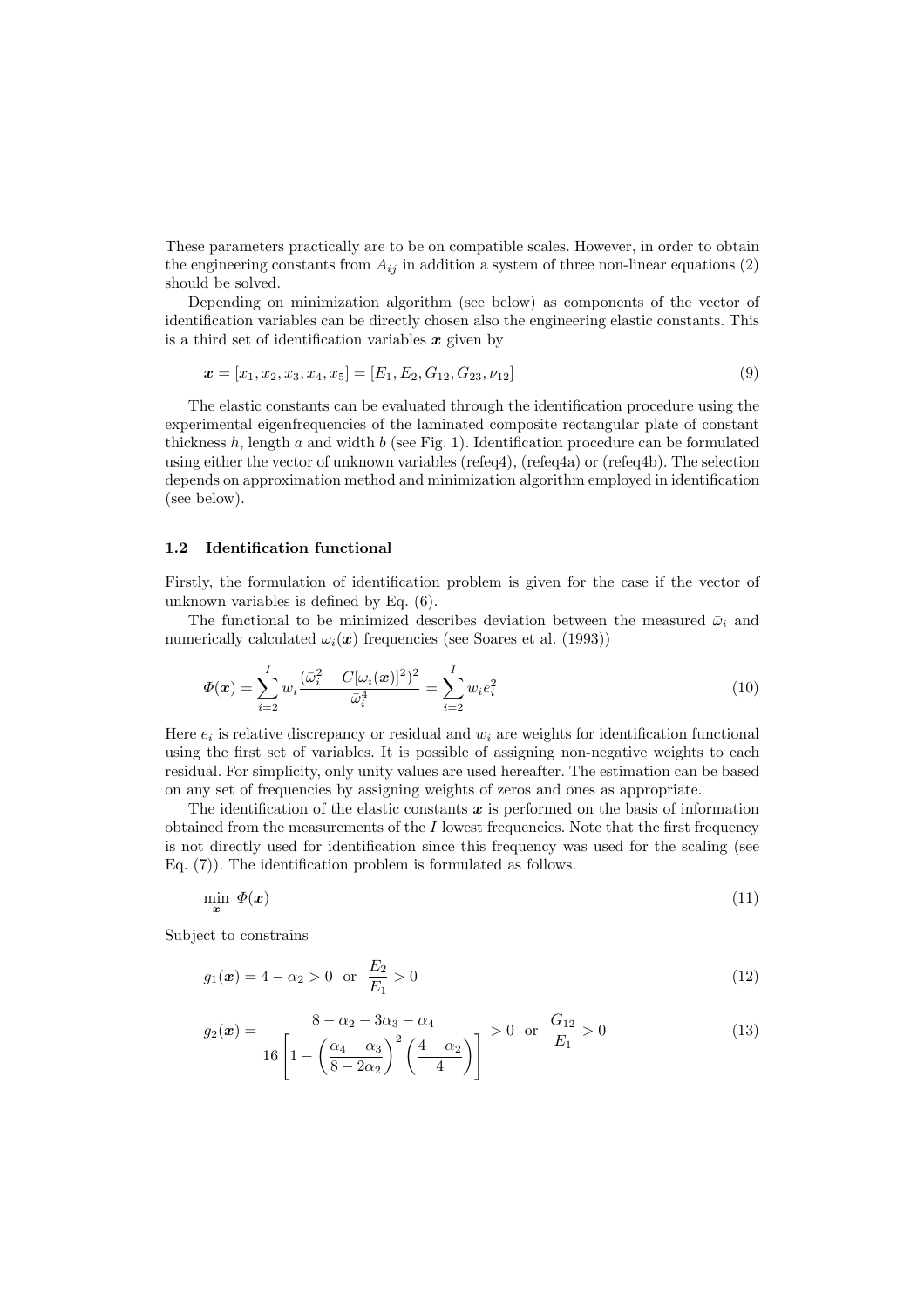These parameters practically are to be on compatible scales. However, in order to obtain the engineering constants from $A_{ij}$ in addition a system of three non-linear equations (2) should be solved.

Depending on minimization algorithm (see below) as components of the vector of identification variables can be directly chosen also the engineering elastic constants. This is a third set of identification variables $\boldsymbol{x}$ given by

$$\boldsymbol{x} = [x_1, x_2, x_3, x_4, x_5] = [E_1, E_2, G_{12}, G_{23}, \nu_{12}] \tag{9}$$

The elastic constants can be evaluated through the identification procedure using the experimental eigenfrequencies of the laminated composite rectangular plate of constant thickness $h$, length $a$ and width $b$ (see Fig. 1). Identification procedure can be formulated using either the vector of unknown variables (refeq4), (refeq4a) or (refeq4b). The selection depends on approximation method and minimization algorithm employed in identification (see below).

### 1.2 Identification functional

Firstly, the formulation of identification problem is given for the case if the vector of unknown variables is defined by Eq. (6).

The functional to be minimized describes deviation between the measured $\bar{\omega}_i$ and numerically calculated $\omega_i(\boldsymbol{x})$ frequencies (see Soares et al. (1993))

$$\Phi(\boldsymbol{x}) = \sum_{i=2}^{I} w_i \frac{(\bar{\omega}_i^2 - C[\omega_i(\boldsymbol{x})]^2)^2}{\bar{\omega}_i^4} = \sum_{i=2}^{I} w_i e_i^2 \tag{10}$$

Here $e_i$ is relative discrepancy or residual and $w_i$ are weights for identification functional using the first set of variables. It is possible of assigning non-negative weights to each residual. For simplicity, only unity values are used hereafter. The estimation can be based on any set of frequencies by assigning weights of zeros and ones as appropriate.

The identification of the elastic constants $\boldsymbol{x}$ is performed on the basis of information obtained from the measurements of the $I$ lowest frequencies. Note that the first frequency is not directly used for identification since this frequency was used for the scaling (see Eq. (7)). The identification problem is formulated as follows.

$$\min_{\boldsymbol{x}} \ \Phi(\boldsymbol{x}) \tag{11}$$

Subject to constrains

$$g_1(\boldsymbol{x}) = 4 - \alpha_2 > 0 \ \text{ or } \ \frac{E_2}{E_1} > 0 \tag{12}$$

$$g_2(\boldsymbol{x}) = \frac{8 - \alpha_2 - 3\alpha_3 - \alpha_4}{16\left[1 - \left(\dfrac{\alpha_4 - \alpha_3}{8 - 2\alpha_2}\right)^2 \left(\dfrac{4 - \alpha_2}{4}\right)\right]} > 0 \ \text{ or } \ \frac{G_{12}}{E_1} > 0 \tag{13}$$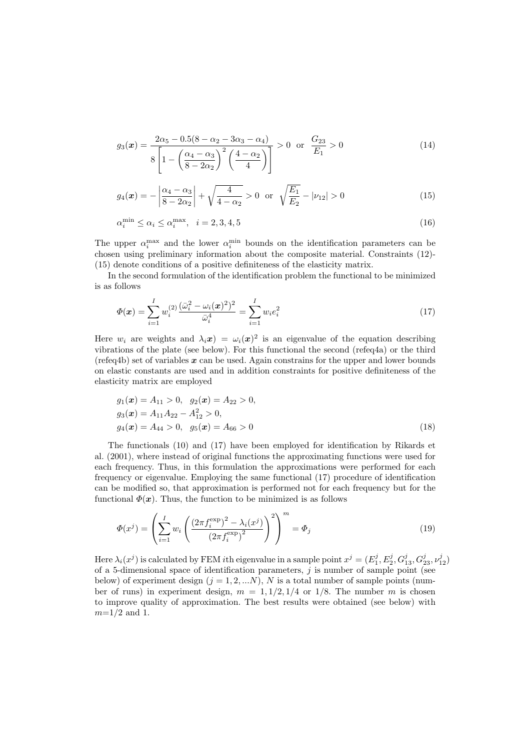$$g_3(\boldsymbol{x}) = \frac{2\alpha_5 - 0.5(8-\alpha_2-3\alpha_3-\alpha_4)}{8\left[1-\left(\dfrac{\alpha_4-\alpha_3}{8-2\alpha_2}\right)^2\left(\dfrac{4-\alpha_2}{4}\right)\right]} > 0 \;\text{ or }\; \frac{G_{23}}{E_1} > 0 \tag{14}$$

$$g_4(\boldsymbol{x}) = -\left|\frac{\alpha_4-\alpha_3}{8-2\alpha_2}\right| + \sqrt{\frac{4}{4-\alpha_2}} > 0 \;\text{ or }\; \sqrt{\frac{E_1}{E_2}} - |\nu_{12}| > 0 \tag{15}$$

$$\alpha_i^{\min} \le \alpha_i \le \alpha_i^{\max}, \quad i = 2,3,4,5 \tag{16}$$

The upper $\alpha_i^{\max}$ and the lower $\alpha_i^{\min}$ bounds on the identification parameters can be chosen using preliminary information about the composite material. Constraints (12)-(15) denote conditions of a positive definiteness of the elasticity matrix.

In the second formulation of the identification problem the functional to be minimized is as follows

$$\Phi(\boldsymbol{x}) = \sum_{i=1}^{I} w_i^{(2)} \frac{(\bar{\omega}_i^2 - \omega_i(\boldsymbol{x})^2)^2}{\bar{\omega}_i^4} = \sum_{i=1}^{I} w_i e_i^2 \tag{17}$$

Here $w_i$ are weights and $\lambda_i \boldsymbol{x}) = \omega_i(\boldsymbol{x})^2$ is an eigenvalue of the equation describing vibrations of the plate (see below). For this functional the second (refeq4a) or the third (refeq4b) set of variables $\boldsymbol{x}$ can be used. Again constrains for the upper and lower bounds on elastic constants are used and in addition constraints for positive definiteness of the elasticity matrix are employed

$$\begin{aligned}
&g_1(\boldsymbol{x}) = A_{11} > 0, \quad g_2(\boldsymbol{x}) = A_{22} > 0,\\
&g_3(\boldsymbol{x}) = A_{11}A_{22} - A_{12}^2 > 0,\\
&g_4(\boldsymbol{x}) = A_{44} > 0, \quad g_5(\boldsymbol{x}) = A_{66} > 0
\end{aligned} \tag{18}$$

The functionals (10) and (17) have been employed for identification by Rikards et al. (2001), where instead of original functions the approximating functions were used for each frequency. Thus, in this formulation the approximations were performed for each frequency or eigenvalue. Employing the same functional (17) procedure of identification can be modified so, that approximation is performed not for each frequency but for the functional $\Phi(\boldsymbol{x})$. Thus, the function to be minimized is as follows

$$\Phi(x^j) = \left(\sum_{i=1}^{I} w_i \left(\frac{(2\pi f_i^{\exp})^2 - \lambda_i(x^j)}{(2\pi f_i^{\exp})^2}\right)^2\right)^m = \Phi_j \tag{19}$$

Here $\lambda_i(x^j)$ is calculated by FEM $i$th eigenvalue in a sample point $x^j = (E_1^j, E_2^j, G_{13}^j, G_{23}^j, \nu_{12}^j)$ of a 5-dimensional space of identification parameters, $j$ is number of sample point (see below) of experiment design ($j = 1, 2, ...N$), $N$ is a total number of sample points (number of runs) in experiment design, $m = 1, 1/2, 1/4$ or $1/8$. The number $m$ is chosen to improve quality of approximation. The best results were obtained (see below) with $m$=1/2 and 1.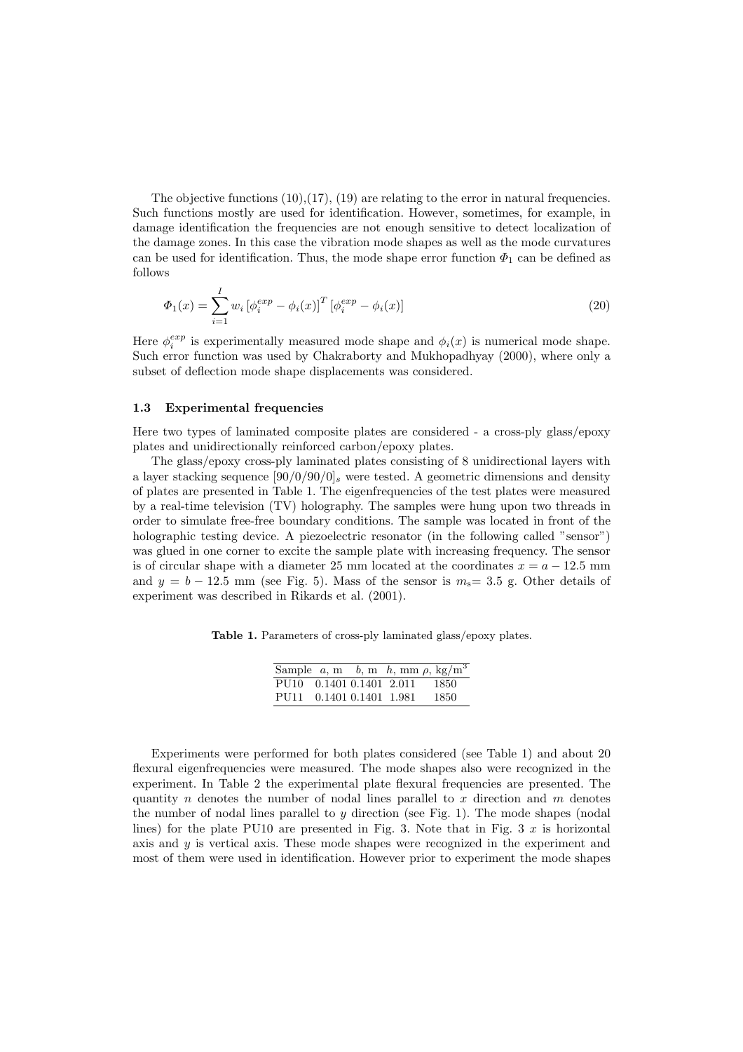The objective functions (10),(17), (19) are relating to the error in natural frequencies. Such functions mostly are used for identification. However, sometimes, for example, in damage identification the frequencies are not enough sensitive to detect localization of the damage zones. In this case the vibration mode shapes as well as the mode curvatures can be used for identification. Thus, the mode shape error function $\Phi_1$ can be defined as follows

$$\Phi_1(x) = \sum_{i=1}^{I} w_i \left[\phi_i^{exp} - \phi_i(x)\right]^T \left[\phi_i^{exp} - \phi_i(x)\right] \tag{20}$$

Here $\phi_i^{exp}$ is experimentally measured mode shape and $\phi_i(x)$ is numerical mode shape. Such error function was used by Chakraborty and Mukhopadhyay (2000), where only a subset of deflection mode shape displacements was considered.

### 1.3 Experimental frequencies

Here two types of laminated composite plates are considered - a cross-ply glass/epoxy plates and unidirectionally reinforced carbon/epoxy plates.

The glass/epoxy cross-ply laminated plates consisting of 8 unidirectional layers with a layer stacking sequence $[90/0/90/0]_s$ were tested. A geometric dimensions and density of plates are presented in Table 1. The eigenfrequencies of the test plates were measured by a real-time television (TV) holography. The samples were hung upon two threads in order to simulate free-free boundary conditions. The sample was located in front of the holographic testing device. A piezoelectric resonator (in the following called "sensor") was glued in one corner to excite the sample plate with increasing frequency. The sensor is of circular shape with a diameter 25 mm located at the coordinates $x = a - 12.5$ mm and $y = b - 12.5$ mm (see Fig. 5). Mass of the sensor is $m_s$= 3.5 g. Other details of experiment was described in Rikards et al. (2001).

**Table 1.** Parameters of cross-ply laminated glass/epoxy plates.

| Sample | $a$, m | $b$, m | $h$, mm | $\rho$, kg/m$^3$ |
|---|---|---|---|---|
| PU10 | 0.1401 | 0.1401 | 2.011 | 1850 |
| PU11 | 0.1401 | 0.1401 | 1.981 | 1850 |

Experiments were performed for both plates considered (see Table 1) and about 20 flexural eigenfrequencies were measured. The mode shapes also were recognized in the experiment. In Table 2 the experimental plate flexural frequencies are presented. The quantity $n$ denotes the number of nodal lines parallel to $x$ direction and $m$ denotes the number of nodal lines parallel to $y$ direction (see Fig. 1). The mode shapes (nodal lines) for the plate PU10 are presented in Fig. 3. Note that in Fig. 3 $x$ is horizontal axis and $y$ is vertical axis. These mode shapes were recognized in the experiment and most of them were used in identification. However prior to experiment the mode shapes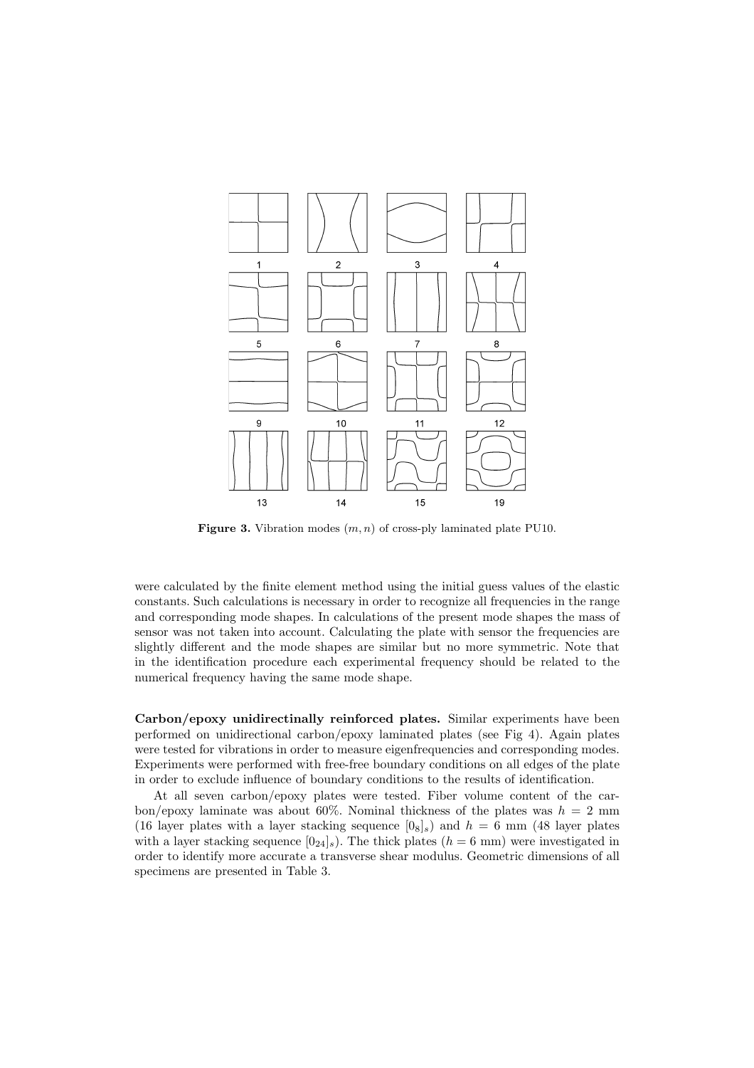Figure 3. Vibration modes $(m, n)$ of cross-ply laminated plate PU10.

were calculated by the finite element method using the initial guess values of the elastic constants. Such calculations is necessary in order to recognize all frequencies in the range and corresponding mode shapes. In calculations of the present mode shapes the mass of sensor was not taken into account. Calculating the plate with sensor the frequencies are slightly different and the mode shapes are similar but no more symmetric. Note that in the identification procedure each experimental frequency should be related to the numerical frequency having the same mode shape.

**Carbon/epoxy unidirectinally reinforced plates.** Similar experiments have been performed on unidirectional carbon/epoxy laminated plates (see Fig 4). Again plates were tested for vibrations in order to measure eigenfrequencies and corresponding modes. Experiments were performed with free-free boundary conditions on all edges of the plate in order to exclude influence of boundary conditions to the results of identification.

At all seven carbon/epoxy plates were tested. Fiber volume content of the carbon/epoxy laminate was about 60%. Nominal thickness of the plates was $h = 2$ mm (16 layer plates with a layer stacking sequence $[0_8]_s$) and $h = 6$ mm (48 layer plates with a layer stacking sequence $[0_{24}]_s$). The thick plates ($h = 6$ mm) were investigated in order to identify more accurate a transverse shear modulus. Geometric dimensions of all specimens are presented in Table 3.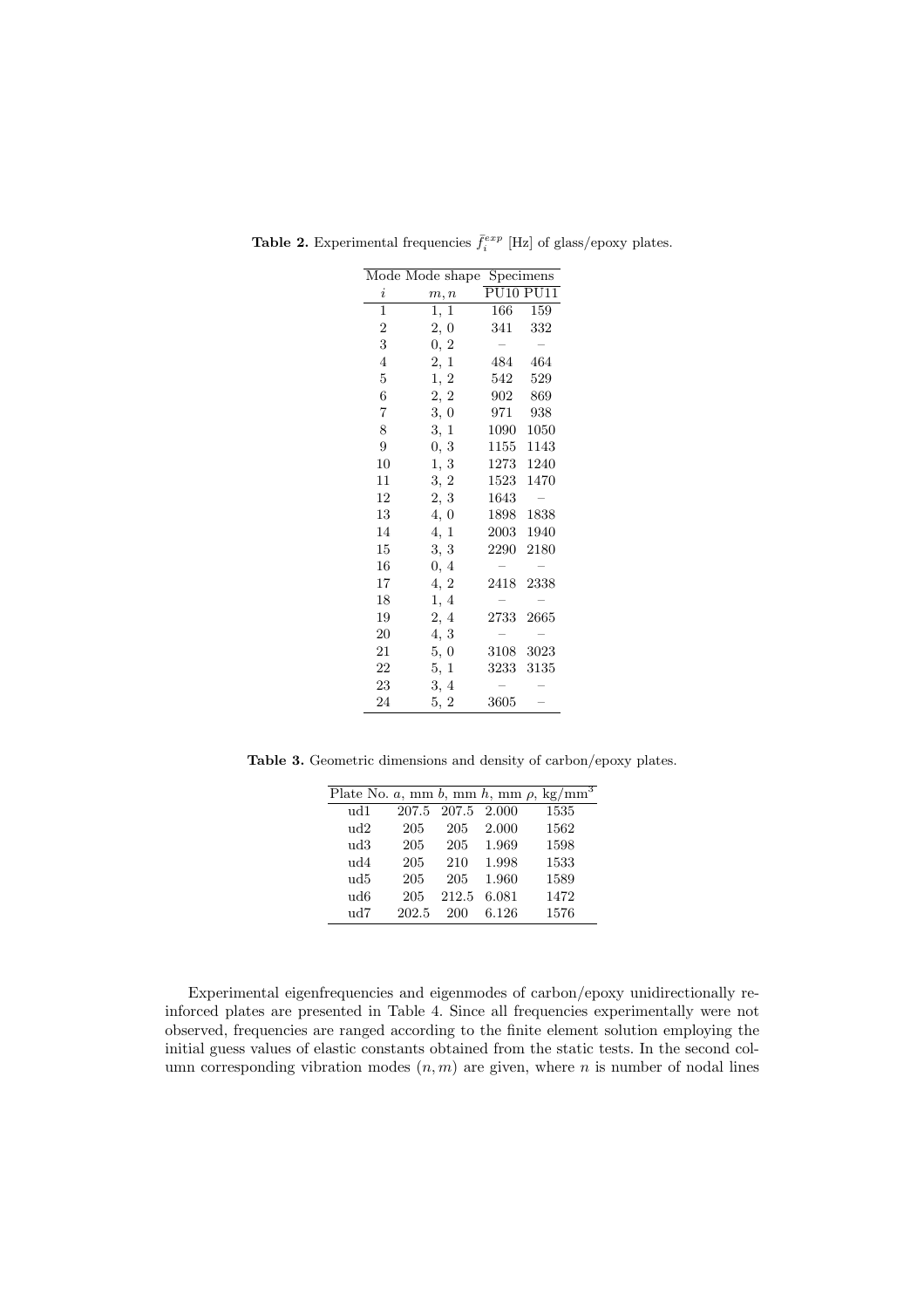**Table 2.** Experimental frequencies $\bar{f}_i^{exp}$ [Hz] of glass/epoxy plates.

| Mode | Mode shape | Specimens | |
|---|---|---|---|
| $i$ | $m, n$ | PU10 | PU11 |
| 1 | 1, 1 | 166 | 159 |
| 2 | 2, 0 | 341 | 332 |
| 3 | 0, 2 | – | – |
| 4 | 2, 1 | 484 | 464 |
| 5 | 1, 2 | 542 | 529 |
| 6 | 2, 2 | 902 | 869 |
| 7 | 3, 0 | 971 | 938 |
| 8 | 3, 1 | 1090 | 1050 |
| 9 | 0, 3 | 1155 | 1143 |
| 10 | 1, 3 | 1273 | 1240 |
| 11 | 3, 2 | 1523 | 1470 |
| 12 | 2, 3 | 1643 | – |
| 13 | 4, 0 | 1898 | 1838 |
| 14 | 4, 1 | 2003 | 1940 |
| 15 | 3, 3 | 2290 | 2180 |
| 16 | 0, 4 | – | – |
| 17 | 4, 2 | 2418 | 2338 |
| 18 | 1, 4 | – | – |
| 19 | 2, 4 | 2733 | 2665 |
| 20 | 4, 3 | – | – |
| 21 | 5, 0 | 3108 | 3023 |
| 22 | 5, 1 | 3233 | 3135 |
| 23 | 3, 4 | – | – |
| 24 | 5, 2 | 3605 | – |

**Table 3.** Geometric dimensions and density of carbon/epoxy plates.

| Plate No. | $a$, mm | $b$, mm | $h$, mm | $\rho$, kg/mm$^3$ |
|---|---|---|---|---|
| ud1 | 207.5 | 207.5 | 2.000 | 1535 |
| ud2 | 205 | 205 | 2.000 | 1562 |
| ud3 | 205 | 205 | 1.969 | 1598 |
| ud4 | 205 | 210 | 1.998 | 1533 |
| ud5 | 205 | 205 | 1.960 | 1589 |
| ud6 | 205 | 212.5 | 6.081 | 1472 |
| ud7 | 202.5 | 200 | 6.126 | 1576 |

Experimental eigenfrequencies and eigenmodes of carbon/epoxy unidirectionally reinforced plates are presented in Table 4. Since all frequencies experimentally were not observed, frequencies are ranged according to the finite element solution employing the initial guess values of elastic constants obtained from the static tests. In the second column corresponding vibration modes $(n, m)$ are given, where $n$ is number of nodal lines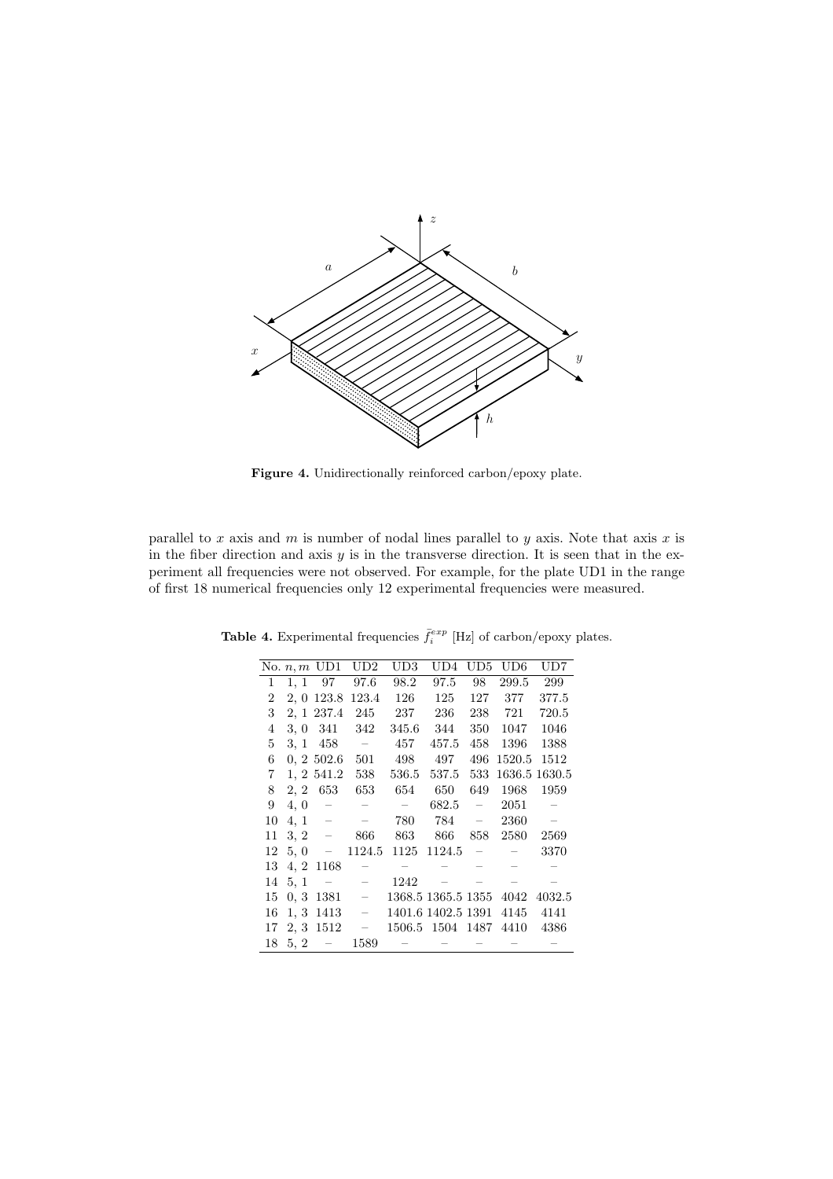**Figure 4.** Unidirectionally reinforced carbon/epoxy plate.

parallel to $x$ axis and $m$ is number of nodal lines parallel to $y$ axis. Note that axis $x$ is in the fiber direction and axis $y$ is in the transverse direction. It is seen that in the experiment all frequencies were not observed. For example, for the plate UD1 in the range of first 18 numerical frequencies only 12 experimental frequencies were measured.

**Table 4.** Experimental frequencies $\tilde{f}_i^{exp}$ [Hz] of carbon/epoxy plates.

| No. | $n, m$ | UD1 | UD2 | UD3 | UD4 | UD5 | UD6 | UD7 |
|---|---|---|---|---|---|---|---|---|
| 1 | 1, 1 | 97 | 97.6 | 98.2 | 97.5 | 98 | 299.5 | 299 |
| 2 | 2, 0 | 123.8 | 123.4 | 126 | 125 | 127 | 377 | 377.5 |
| 3 | 2, 1 | 237.4 | 245 | 237 | 236 | 238 | 721 | 720.5 |
| 4 | 3, 0 | 341 | 342 | 345.6 | 344 | 350 | 1047 | 1046 |
| 5 | 3, 1 | 458 | – | 457 | 457.5 | 458 | 1396 | 1388 |
| 6 | 0, 2 | 502.6 | 501 | 498 | 497 | 496 | 1520.5 | 1512 |
| 7 | 1, 2 | 541.2 | 538 | 536.5 | 537.5 | 533 | 1636.5 | 1630.5 |
| 8 | 2, 2 | 653 | 653 | 654 | 650 | 649 | 1968 | 1959 |
| 9 | 4, 0 | – | – | – | 682.5 | – | 2051 | – |
| 10 | 4, 1 | – | – | 780 | 784 | – | 2360 | – |
| 11 | 3, 2 | – | 866 | 863 | 866 | 858 | 2580 | 2569 |
| 12 | 5, 0 | – | 1124.5 | 1125 | 1124.5 | – | – | 3370 |
| 13 | 4, 2 | 1168 | – | – | – | – | – | – |
| 14 | 5, 1 | – | – | 1242 | – | – | – | – |
| 15 | 0, 3 | 1381 | – | 1368.5 | 1365.5 | 1355 | 4042 | 4032.5 |
| 16 | 1, 3 | 1413 | – | 1401.6 | 1402.5 | 1391 | 4145 | 4141 |
| 17 | 2, 3 | 1512 | – | 1506.5 | 1504 | 1487 | 4410 | 4386 |
| 18 | 5, 2 | – | 1589 | – | – | – | – | – |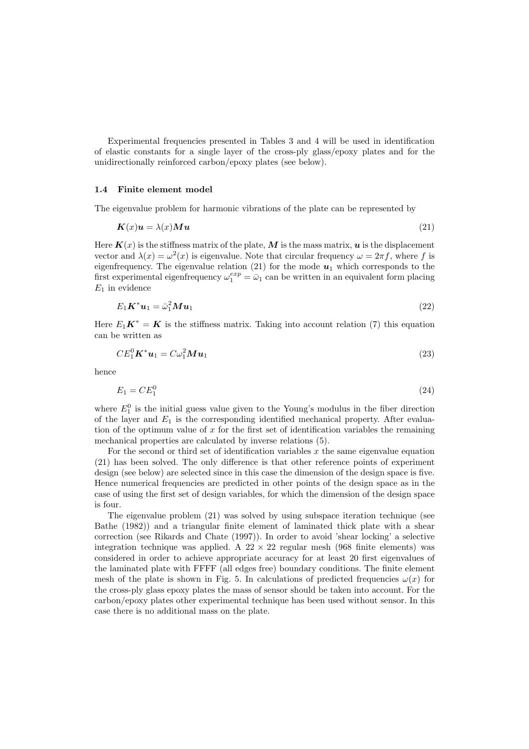Experimental frequencies presented in Tables 3 and 4 will be used in identification of elastic constants for a single layer of the cross-ply glass/epoxy plates and for the unidirectionally reinforced carbon/epoxy plates (see below).

### 1.4 Finite element model

The eigenvalue problem for harmonic vibrations of the plate can be represented by

$$\boldsymbol{K}(x)\boldsymbol{u} = \lambda(x)\boldsymbol{M}\boldsymbol{u} \tag{21}$$

Here $\boldsymbol{K}(x)$ is the stiffness matrix of the plate, $\boldsymbol{M}$ is the mass matrix, $\boldsymbol{u}$ is the displacement vector and $\lambda(x) = \omega^2(x)$ is eigenvalue. Note that circular frequency $\omega = 2\pi f$, where $f$ is eigenfrequency. The eigenvalue relation (21) for the mode $\boldsymbol{u}_1$ which corresponds to the first experimental eigenfrequency $\omega_1^{exp} = \bar{\omega}_1$ can be written in an equivalent form placing $E_1$ in evidence

$$E_1\boldsymbol{K}^*\boldsymbol{u}_1 = \bar{\omega}_1^2\boldsymbol{M}\boldsymbol{u}_1 \tag{22}$$

Here $E_1\boldsymbol{K}^* = \boldsymbol{K}$ is the stiffness matrix. Taking into account relation (7) this equation can be written as

$$CE_1^0\boldsymbol{K}^*\boldsymbol{u}_1 = C\omega_1^2\boldsymbol{M}\boldsymbol{u}_1 \tag{23}$$

hence

$$E_1 = CE_1^0 \tag{24}$$

where $E_1^0$ is the initial guess value given to the Young's modulus in the fiber direction of the layer and $E_1$ is the corresponding identified mechanical property. After evaluation of the optimum value of $x$ for the first set of identification variables the remaining mechanical properties are calculated by inverse relations (5).

For the second or third set of identification variables $x$ the same eigenvalue equation (21) has been solved. The only difference is that other reference points of experiment design (see below) are selected since in this case the dimension of the design space is five. Hence numerical frequencies are predicted in other points of the design space as in the case of using the first set of design variables, for which the dimension of the design space is four.

The eigenvalue problem (21) was solved by using subspace iteration technique (see Bathe (1982)) and a triangular finite element of laminated thick plate with a shear correction (see Rikards and Chate (1997)). In order to avoid 'shear locking' a selective integration technique was applied. A $22 \times 22$ regular mesh (968 finite elements) was considered in order to achieve appropriate accuracy for at least 20 first eigenvalues of the laminated plate with FFFF (all edges free) boundary conditions. The finite element mesh of the plate is shown in Fig. 5. In calculations of predicted frequencies $\omega(x)$ for the cross-ply glass epoxy plates the mass of sensor should be taken into account. For the carbon/epoxy plates other experimental technique has been used without sensor. In this case there is no additional mass on the plate.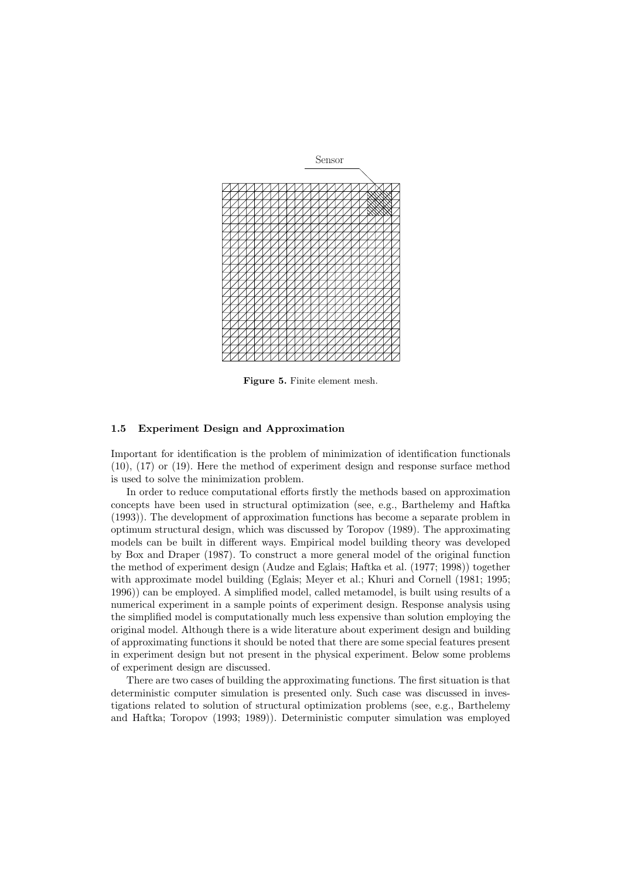Sensor

**Figure 5.** Finite element mesh.

### 1.5 Experiment Design and Approximation

Important for identification is the problem of minimization of identification functionals (10), (17) or (19). Here the method of experiment design and response surface method is used to solve the minimization problem.

In order to reduce computational efforts firstly the methods based on approximation concepts have been used in structural optimization (see, e.g., Barthelemy and Haftka (1993)). The development of approximation functions has become a separate problem in optimum structural design, which was discussed by Toropov (1989). The approximating models can be built in different ways. Empirical model building theory was developed by Box and Draper (1987). To construct a more general model of the original function the method of experiment design (Audze and Eglais; Haftka et al. (1977; 1998)) together with approximate model building (Eglais; Meyer et al.; Khuri and Cornell (1981; 1995; 1996)) can be employed. A simplified model, called metamodel, is built using results of a numerical experiment in a sample points of experiment design. Response analysis using the simplified model is computationally much less expensive than solution employing the original model. Although there is a wide literature about experiment design and building of approximating functions it should be noted that there are some special features present in experiment design but not present in the physical experiment. Below some problems of experiment design are discussed.

There are two cases of building the approximating functions. The first situation is that deterministic computer simulation is presented only. Such case was discussed in investigations related to solution of structural optimization problems (see, e.g., Barthelemy and Haftka; Toropov (1993; 1989)). Deterministic computer simulation was employed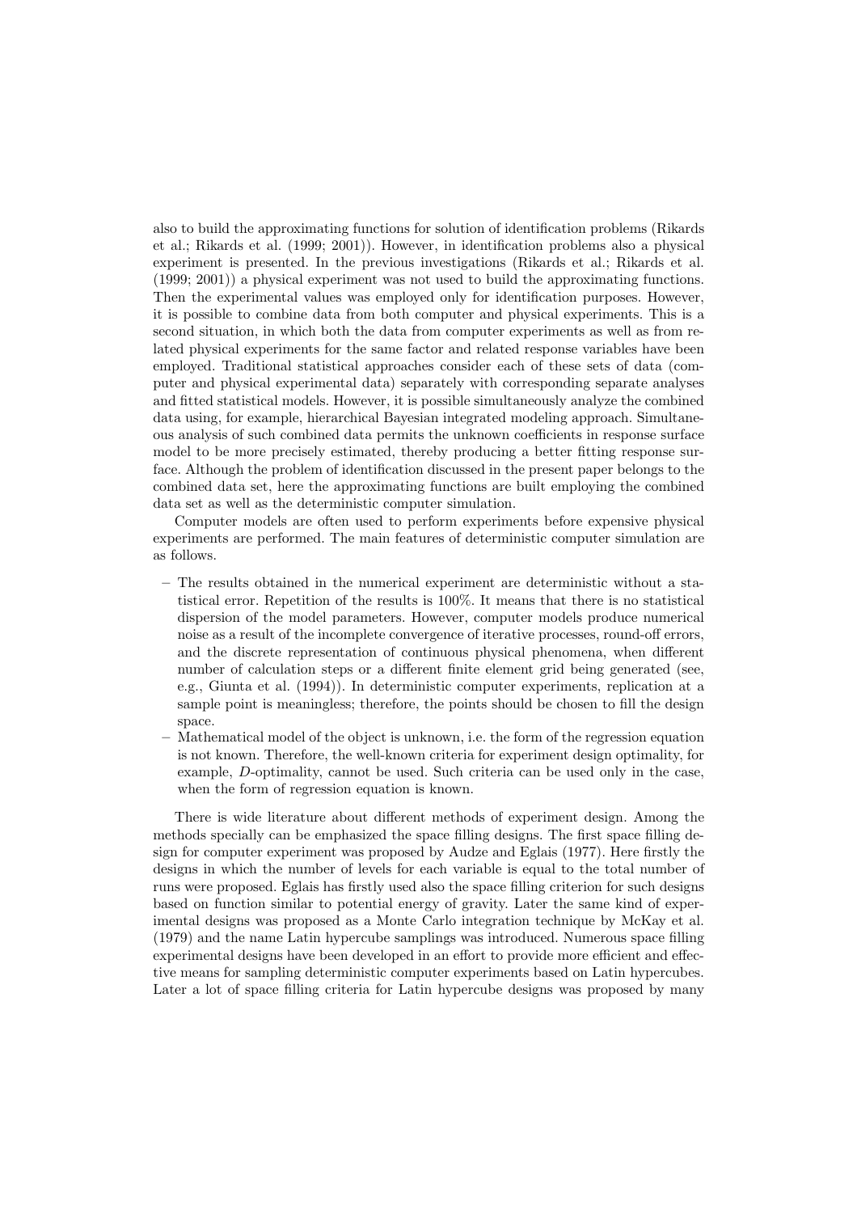also to build the approximating functions for solution of identification problems (Rikards et al.; Rikards et al. (1999; 2001)). However, in identification problems also a physical experiment is presented. In the previous investigations (Rikards et al.; Rikards et al. (1999; 2001)) a physical experiment was not used to build the approximating functions. Then the experimental values was employed only for identification purposes. However, it is possible to combine data from both computer and physical experiments. This is a second situation, in which both the data from computer experiments as well as from related physical experiments for the same factor and related response variables have been employed. Traditional statistical approaches consider each of these sets of data (computer and physical experimental data) separately with corresponding separate analyses and fitted statistical models. However, it is possible simultaneously analyze the combined data using, for example, hierarchical Bayesian integrated modeling approach. Simultaneous analysis of such combined data permits the unknown coefficients in response surface model to be more precisely estimated, thereby producing a better fitting response surface. Although the problem of identification discussed in the present paper belongs to the combined data set, here the approximating functions are built employing the combined data set as well as the deterministic computer simulation.

Computer models are often used to perform experiments before expensive physical experiments are performed. The main features of deterministic computer simulation are as follows.

- The results obtained in the numerical experiment are deterministic without a statistical error. Repetition of the results is 100%. It means that there is no statistical dispersion of the model parameters. However, computer models produce numerical noise as a result of the incomplete convergence of iterative processes, round-off errors, and the discrete representation of continuous physical phenomena, when different number of calculation steps or a different finite element grid being generated (see, e.g., Giunta et al. (1994)). In deterministic computer experiments, replication at a sample point is meaningless; therefore, the points should be chosen to fill the design space.
- Mathematical model of the object is unknown, i.e. the form of the regression equation is not known. Therefore, the well-known criteria for experiment design optimality, for example, *D*-optimality, cannot be used. Such criteria can be used only in the case, when the form of regression equation is known.

There is wide literature about different methods of experiment design. Among the methods specially can be emphasized the space filling designs. The first space filling design for computer experiment was proposed by Audze and Eglais (1977). Here firstly the designs in which the number of levels for each variable is equal to the total number of runs were proposed. Eglais has firstly used also the space filling criterion for such designs based on function similar to potential energy of gravity. Later the same kind of experimental designs was proposed as a Monte Carlo integration technique by McKay et al. (1979) and the name Latin hypercube samplings was introduced. Numerous space filling experimental designs have been developed in an effort to provide more efficient and effective means for sampling deterministic computer experiments based on Latin hypercubes. Later a lot of space filling criteria for Latin hypercube designs was proposed by many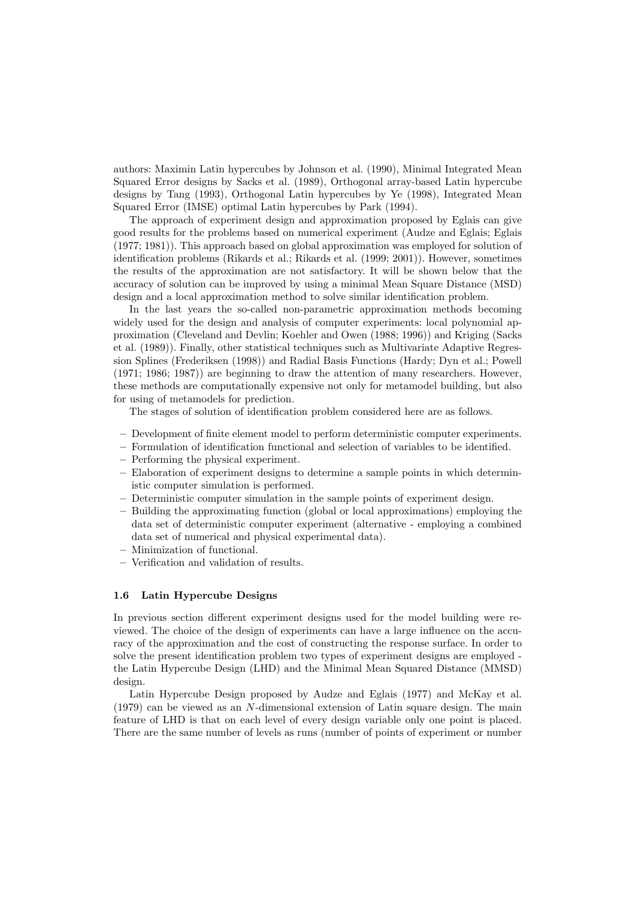authors: Maximin Latin hypercubes by Johnson et al. (1990), Minimal Integrated Mean Squared Error designs by Sacks et al. (1989), Orthogonal array-based Latin hypercube designs by Tang (1993), Orthogonal Latin hypercubes by Ye (1998), Integrated Mean Squared Error (IMSE) optimal Latin hypercubes by Park (1994).

The approach of experiment design and approximation proposed by Eglais can give good results for the problems based on numerical experiment (Audze and Eglais; Eglais (1977; 1981)). This approach based on global approximation was employed for solution of identification problems (Rikards et al.; Rikards et al. (1999; 2001)). However, sometimes the results of the approximation are not satisfactory. It will be shown below that the accuracy of solution can be improved by using a minimal Mean Square Distance (MSD) design and a local approximation method to solve similar identification problem.

In the last years the so-called non-parametric approximation methods becoming widely used for the design and analysis of computer experiments: local polynomial approximation (Cleveland and Devlin; Koehler and Owen (1988; 1996)) and Kriging (Sacks et al. (1989)). Finally, other statistical techniques such as Multivariate Adaptive Regression Splines (Frederiksen (1998)) and Radial Basis Functions (Hardy; Dyn et al.; Powell (1971; 1986; 1987)) are beginning to draw the attention of many researchers. However, these methods are computationally expensive not only for metamodel building, but also for using of metamodels for prediction.

The stages of solution of identification problem considered here are as follows.

- Development of finite element model to perform deterministic computer experiments.
- Formulation of identification functional and selection of variables to be identified.
- Performing the physical experiment.
- Elaboration of experiment designs to determine a sample points in which deterministic computer simulation is performed.
- Deterministic computer simulation in the sample points of experiment design.
- Building the approximating function (global or local approximations) employing the data set of deterministic computer experiment (alternative - employing a combined data set of numerical and physical experimental data).
- Minimization of functional.
- Verification and validation of results.

### 1.6 Latin Hypercube Designs

In previous section different experiment designs used for the model building were reviewed. The choice of the design of experiments can have a large influence on the accuracy of the approximation and the cost of constructing the response surface. In order to solve the present identification problem two types of experiment designs are employed - the Latin Hypercube Design (LHD) and the Minimal Mean Squared Distance (MMSD) design.

Latin Hypercube Design proposed by Audze and Eglais (1977) and McKay et al. (1979) can be viewed as an $N$-dimensional extension of Latin square design. The main feature of LHD is that on each level of every design variable only one point is placed. There are the same number of levels as runs (number of points of experiment or number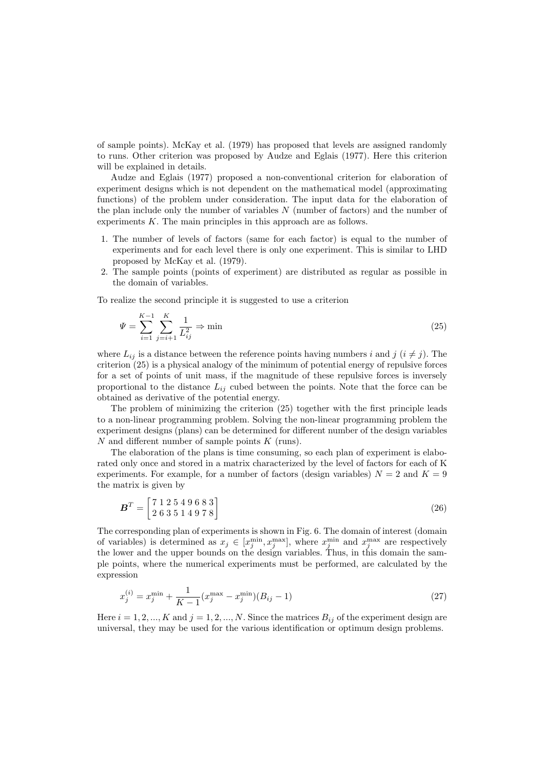of sample points). McKay et al. (1979) has proposed that levels are assigned randomly to runs. Other criterion was proposed by Audze and Eglais (1977). Here this criterion will be explained in details.

Audze and Eglais (1977) proposed a non-conventional criterion for elaboration of experiment designs which is not dependent on the mathematical model (approximating functions) of the problem under consideration. The input data for the elaboration of the plan include only the number of variables $N$ (number of factors) and the number of experiments $K$. The main principles in this approach are as follows.

1. The number of levels of factors (same for each factor) is equal to the number of experiments and for each level there is only one experiment. This is similar to LHD proposed by McKay et al. (1979).
2. The sample points (points of experiment) are distributed as regular as possible in the domain of variables.

To realize the second principle it is suggested to use a criterion

$$\Psi = \sum_{i=1}^{K-1} \sum_{j=i+1}^{K} \frac{1}{L_{ij}^2} \Rightarrow \min \tag{25}$$

where $L_{ij}$ is a distance between the reference points having numbers $i$ and $j$ ($i \neq j$). The criterion (25) is a physical analogy of the minimum of potential energy of repulsive forces for a set of points of unit mass, if the magnitude of these repulsive forces is inversely proportional to the distance $L_{ij}$ cubed between the points. Note that the force can be obtained as derivative of the potential energy.

The problem of minimizing the criterion (25) together with the first principle leads to a non-linear programming problem. Solving the non-linear programming problem the experiment designs (plans) can be determined for different number of the design variables $N$ and different number of sample points $K$ (runs).

The elaboration of the plans is time consuming, so each plan of experiment is elaborated only once and stored in a matrix characterized by the level of factors for each of K experiments. For example, for a number of factors (design variables) $N = 2$ and $K = 9$ the matrix is given by

$$\boldsymbol{B}^T = \begin{bmatrix} 7\ 1\ 2\ 5\ 4\ 9\ 6\ 8\ 3 \\ 2\ 6\ 3\ 5\ 1\ 4\ 9\ 7\ 8 \end{bmatrix} \tag{26}$$

The corresponding plan of experiments is shown in Fig. 6. The domain of interest (domain of variables) is determined as $x_j \in [x_j^{\min}, x_j^{\max}]$, where $x_j^{\min}$ and $x_j^{\max}$ are respectively the lower and the upper bounds on the design variables. Thus, in this domain the sample points, where the numerical experiments must be performed, are calculated by the expression

$$x_j^{(i)} = x_j^{\min} + \frac{1}{K-1}(x_j^{\max} - x_j^{\min})(B_{ij} - 1) \tag{27}$$

Here $i = 1, 2, ..., K$ and $j = 1, 2, ..., N$. Since the matrices $B_{ij}$ of the experiment design are universal, they may be used for the various identification or optimum design problems.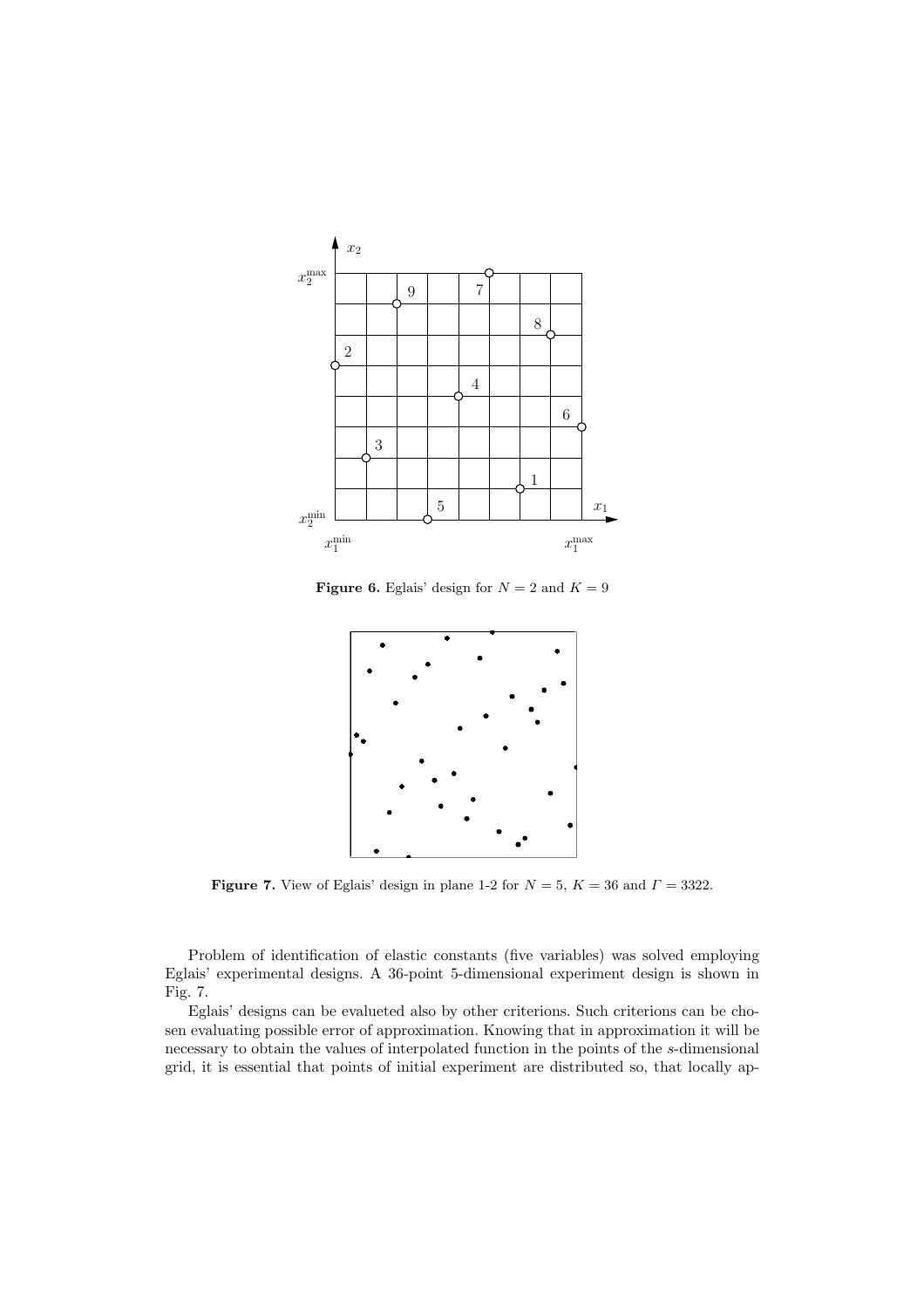**Figure 6.** Eglais' design for $N = 2$ and $K = 9$

**Figure 7.** View of Eglais' design in plane 1-2 for $N = 5$, $K = 36$ and $\Gamma = 3322$.

Problem of identification of elastic constants (five variables) was solved employing Eglais' experimental designs. A 36-point 5-dimensional experiment design is shown in Fig. 7.

Eglais' designs can be evalueted also by other criterions. Such criterions can be chosen evaluating possible error of approximation. Knowing that in approximation it will be necessary to obtain the values of interpolated function in the points of the $s$-dimensional grid, it is essential that points of initial experiment are distributed so, that locally ap-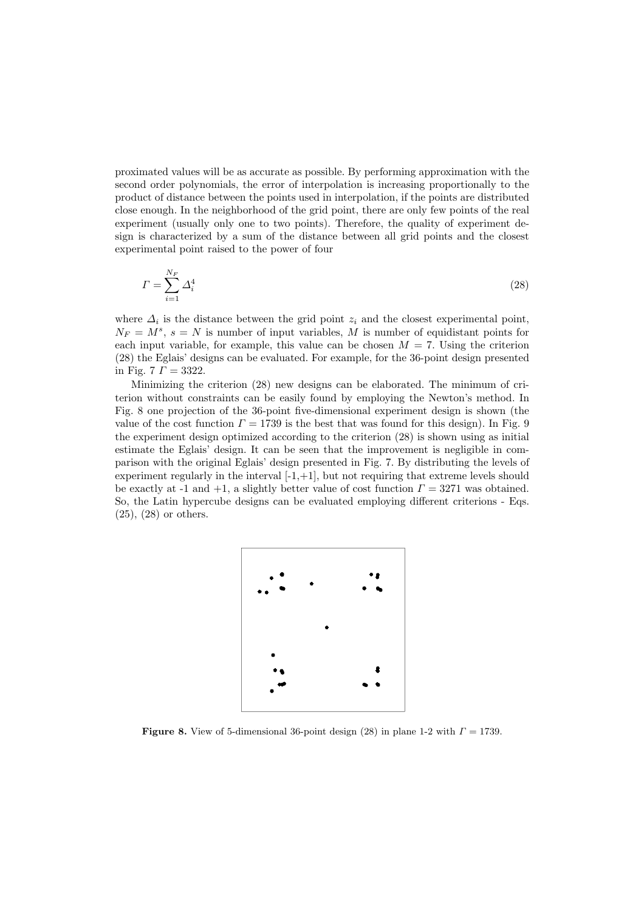proximated values will be as accurate as possible. By performing approximation with the second order polynomials, the error of interpolation is increasing proportionally to the product of distance between the points used in interpolation, if the points are distributed close enough. In the neighborhood of the grid point, there are only few points of the real experiment (usually only one to two points). Therefore, the quality of experiment design is characterized by a sum of the distance between all grid points and the closest experimental point raised to the power of four

$$\varGamma = \sum_{i=1}^{N_F} \varDelta_i^4 \tag{28}$$

where $\varDelta_i$ is the distance between the grid point $z_i$ and the closest experimental point, $N_F = M^s$, $s = N$ is number of input variables, $M$ is number of equidistant points for each input variable, for example, this value can be chosen $M = 7$. Using the criterion (28) the Eglais' designs can be evaluated. For example, for the 36-point design presented in Fig. 7 $\varGamma = 3322$.

Minimizing the criterion (28) new designs can be elaborated. The minimum of criterion without constraints can be easily found by employing the Newton's method. In Fig. 8 one projection of the 36-point five-dimensional experiment design is shown (the value of the cost function $\varGamma = 1739$ is the best that was found for this design). In Fig. 9 the experiment design optimized according to the criterion (28) is shown using as initial estimate the Eglais' design. It can be seen that the improvement is negligible in comparison with the original Eglais' design presented in Fig. 7. By distributing the levels of experiment regularly in the interval [-1,+1], but not requiring that extreme levels should be exactly at -1 and +1, a slightly better value of cost function $\varGamma = 3271$ was obtained. So, the Latin hypercube designs can be evaluated employing different criterions - Eqs. (25), (28) or others.

**Figure 8.** View of 5-dimensional 36-point design (28) in plane 1-2 with $\varGamma = 1739$.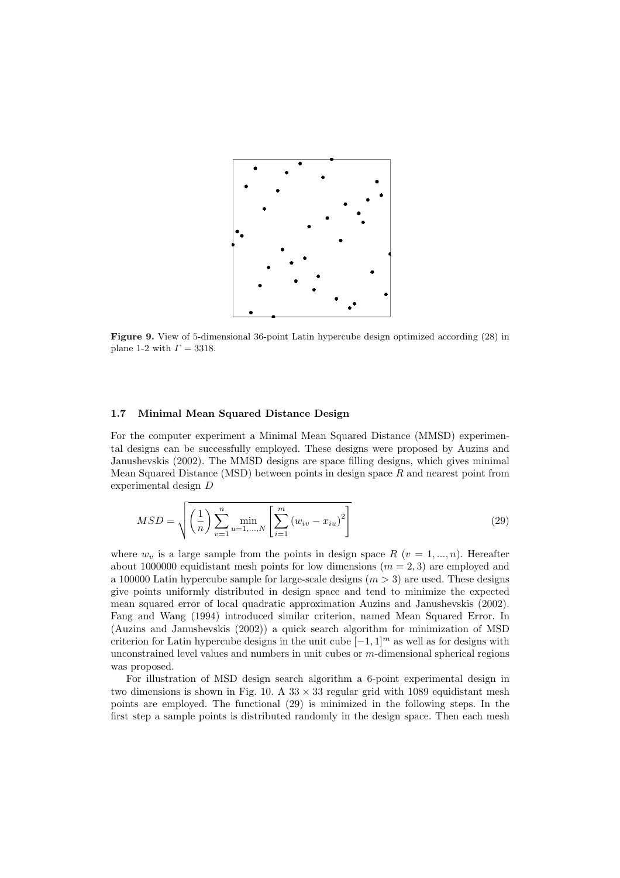**Figure 9.** View of 5-dimensional 36-point Latin hypercube design optimized according (28) in plane 1-2 with $\Gamma = 3318$.

### 1.7 Minimal Mean Squared Distance Design

For the computer experiment a Minimal Mean Squared Distance (MMSD) experimental designs can be successfully employed. These designs were proposed by Auzins and Janushevskis (2002). The MMSD designs are space filling designs, which gives minimal Mean Squared Distance (MSD) between points in design space $R$ and nearest point from experimental design $D$

$$MSD = \sqrt{\left(\frac{1}{n}\right) \sum_{v=1}^{n} \min_{u=1,\dots,N} \left[ \sum_{i=1}^{m} \left(w_{iv} - x_{iu}\right)^2 \right]} \tag{29}$$

where $w_v$ is a large sample from the points in design space $R$ ($v = 1, ..., n$). Hereafter about 1000000 equidistant mesh points for low dimensions ($m = 2, 3$) are employed and a 100000 Latin hypercube sample for large-scale designs ($m > 3$) are used. These designs give points uniformly distributed in design space and tend to minimize the expected mean squared error of local quadratic approximation Auzins and Janushevskis (2002). Fang and Wang (1994) introduced similar criterion, named Mean Squared Error. In (Auzins and Janushevskis (2002)) a quick search algorithm for minimization of MSD criterion for Latin hypercube designs in the unit cube $[-1, 1]^m$ as well as for designs with unconstrained level values and numbers in unit cubes or $m$-dimensional spherical regions was proposed.

For illustration of MSD design search algorithm a 6-point experimental design in two dimensions is shown in Fig. 10. A $33 \times 33$ regular grid with 1089 equidistant mesh points are employed. The functional (29) is minimized in the following steps. In the first step a sample points is distributed randomly in the design space. Then each mesh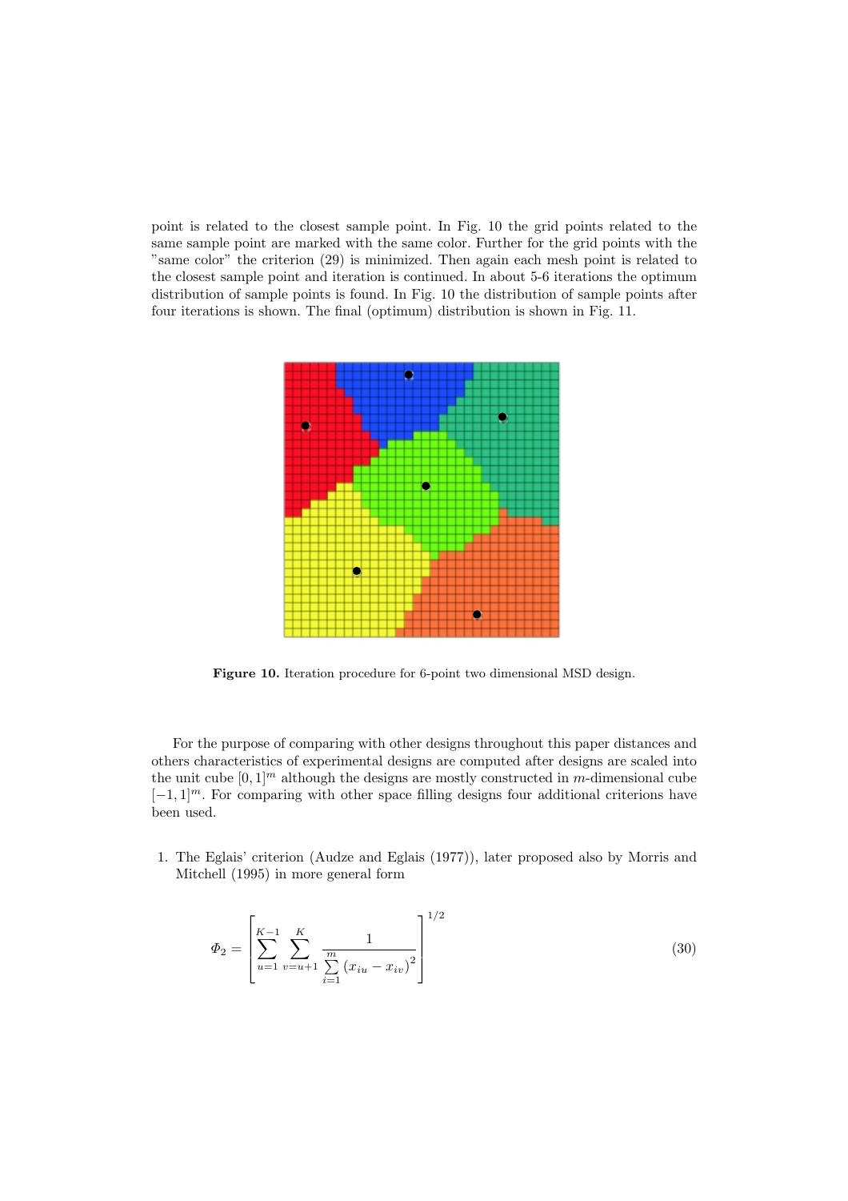point is related to the closest sample point. In Fig. 10 the grid points related to the same sample point are marked with the same color. Further for the grid points with the "same color" the criterion (29) is minimized. Then again each mesh point is related to the closest sample point and iteration is continued. In about 5-6 iterations the optimum distribution of sample points is found. In Fig. 10 the distribution of sample points after four iterations is shown. The final (optimum) distribution is shown in Fig. 11.

**Figure 10.** Iteration procedure for 6-point two dimensional MSD design.

For the purpose of comparing with other designs throughout this paper distances and others characteristics of experimental designs are computed after designs are scaled into the unit cube $[0,1]^m$ although the designs are mostly constructed in $m$-dimensional cube $[-1,1]^m$. For comparing with other space filling designs four additional criterions have been used.

1. The Eglais' criterion (Audze and Eglais (1977)), later proposed also by Morris and Mitchell (1995) in more general form

$$\Phi_2 = \left[ \sum_{u=1}^{K-1} \sum_{v=u+1}^{K} \frac{1}{\sum_{i=1}^{m} \left(x_{iu} - x_{iv}\right)^2} \right]^{1/2} \tag{30}$$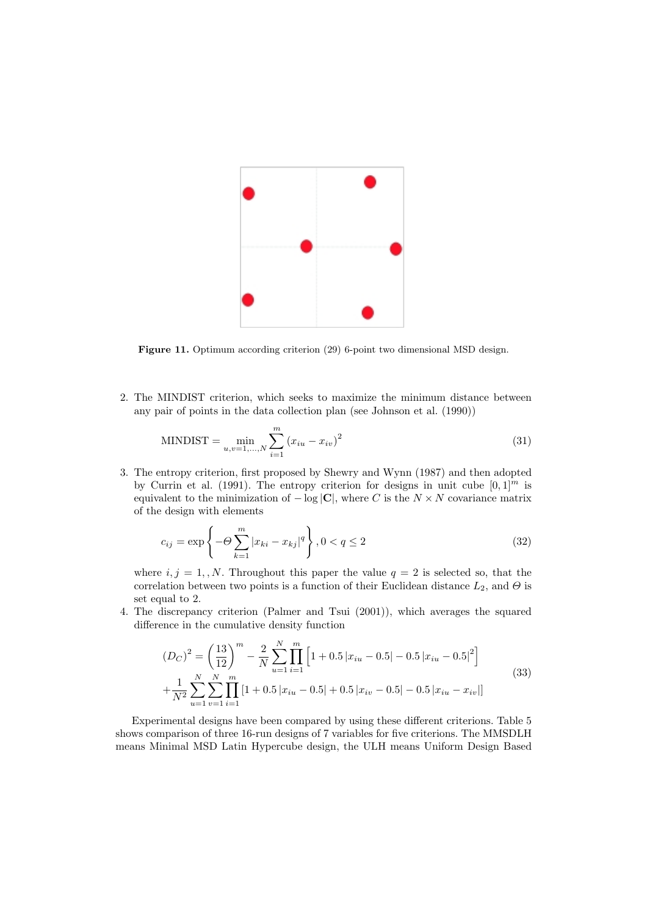**Figure 11.** Optimum according criterion (29) 6-point two dimensional MSD design.

2. The MINDIST criterion, which seeks to maximize the minimum distance between any pair of points in the data collection plan (see Johnson et al. (1990))

$$\text{MINDIST} = \min_{u,v=1,\ldots,N} \sum_{i=1}^{m} (x_{iu} - x_{iv})^2 \tag{31}$$

3. The entropy criterion, first proposed by Shewry and Wynn (1987) and then adopted by Currin et al. (1991). The entropy criterion for designs in unit cube $[0,1]^m$ is equivalent to the minimization of $-\log |\mathbf{C}|$, where $C$ is the $N \times N$ covariance matrix of the design with elements

$$c_{ij} = \exp\left\{ -\Theta \sum_{k=1}^{m} |x_{ki} - x_{kj}|^q \right\}, 0 < q \leq 2 \tag{32}$$

where $i, j = 1, , N$. Throughout this paper the value $q = 2$ is selected so, that the correlation between two points is a function of their Euclidean distance $L_2$, and $\Theta$ is set equal to 2.

4. The discrepancy criterion (Palmer and Tsui (2001)), which averages the squared difference in the cumulative density function

$$\begin{aligned}(D_C)^2 &= \left(\frac{13}{12}\right)^m - \frac{2}{N} \sum_{u=1}^{N} \prod_{i=1}^{m} \left[ 1 + 0.5\,|x_{iu} - 0.5| - 0.5\,|x_{iu} - 0.5|^2 \right] \\ &+ \frac{1}{N^2} \sum_{u=1}^{N} \sum_{v=1}^{N} \prod_{i=1}^{m} \left[ 1 + 0.5\,|x_{iu} - 0.5| + 0.5\,|x_{iv} - 0.5| - 0.5\,|x_{iu} - x_{iv}| \right]\end{aligned} \tag{33}$$

Experimental designs have been compared by using these different criterions. Table 5 shows comparison of three 16-run designs of 7 variables for five criterions. The MMSDLH means Minimal MSD Latin Hypercube design, the ULH means Uniform Design Based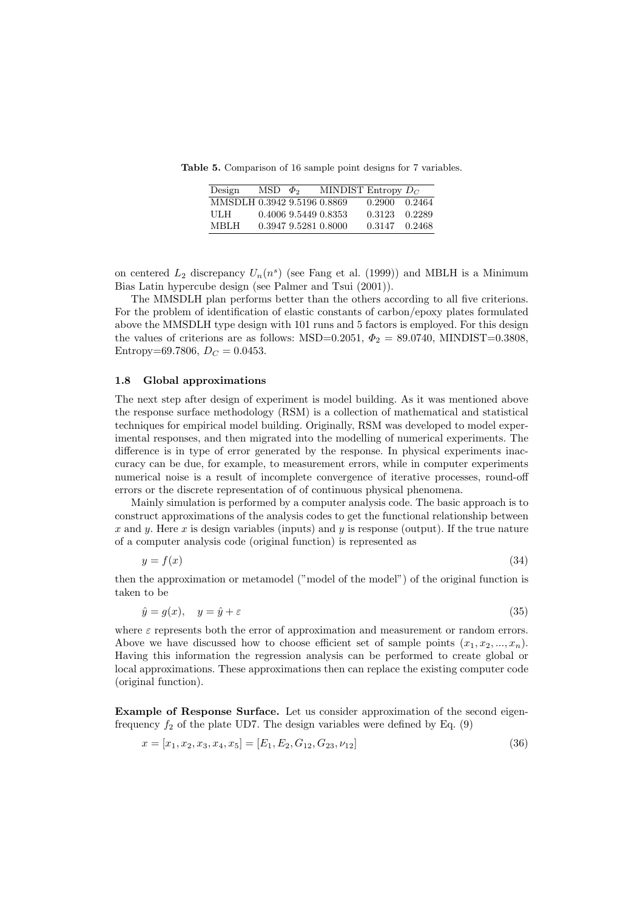**Table 5.** Comparison of 16 sample point designs for 7 variables.

| Design | MSD | $\Phi_2$ | MINDIST | Entropy | $D_C$ |
|---|---|---|---|---|---|
| MMSDLH | 0.3942 | 9.5196 | 0.8869 | 0.2900 | 0.2464 |
| ULH | 0.4006 | 9.5449 | 0.8353 | 0.3123 | 0.2289 |
| MBLH | 0.3947 | 9.5281 | 0.8000 | 0.3147 | 0.2468 |

on centered $L_2$ discrepancy $U_n(n^s)$ (see Fang et al. (1999)) and MBLH is a Minimum Bias Latin hypercube design (see Palmer and Tsui (2001)).

The MMSDLH plan performs better than the others according to all five criterions. For the problem of identification of elastic constants of carbon/epoxy plates formulated above the MMSDLH type design with 101 runs and 5 factors is employed. For this design the values of criterions are as follows: MSD=0.2051, $\Phi_2 = 89.0740$, MINDIST=0.3808, Entropy=69.7806, $D_C = 0.0453$.

### 1.8 Global approximations

The next step after design of experiment is model building. As it was mentioned above the response surface methodology (RSM) is a collection of mathematical and statistical techniques for empirical model building. Originally, RSM was developed to model experimental responses, and then migrated into the modelling of numerical experiments. The difference is in type of error generated by the response. In physical experiments inaccuracy can be due, for example, to measurement errors, while in computer experiments numerical noise is a result of incomplete convergence of iterative processes, round-off errors or the discrete representation of of continuous physical phenomena.

Mainly simulation is performed by a computer analysis code. The basic approach is to construct approximations of the analysis codes to get the functional relationship between $x$ and $y$. Here $x$ is design variables (inputs) and $y$ is response (output). If the true nature of a computer analysis code (original function) is represented as

$$y = f(x) \tag{34}$$

then the approximation or metamodel ("model of the model") of the original function is taken to be

$$\hat{y} = g(x), \quad y = \hat{y} + \varepsilon \tag{35}$$

where $\varepsilon$ represents both the error of approximation and measurement or random errors. Above we have discussed how to choose efficient set of sample points $(x_1, x_2, ..., x_n)$. Having this information the regression analysis can be performed to create global or local approximations. These approximations then can replace the existing computer code (original function).

**Example of Response Surface.** Let us consider approximation of the second eigenfrequency $f_2$ of the plate UD7. The design variables were defined by Eq. (9)

$$x = [x_1, x_2, x_3, x_4, x_5] = [E_1, E_2, G_{12}, G_{23}, \nu_{12}] \tag{36}$$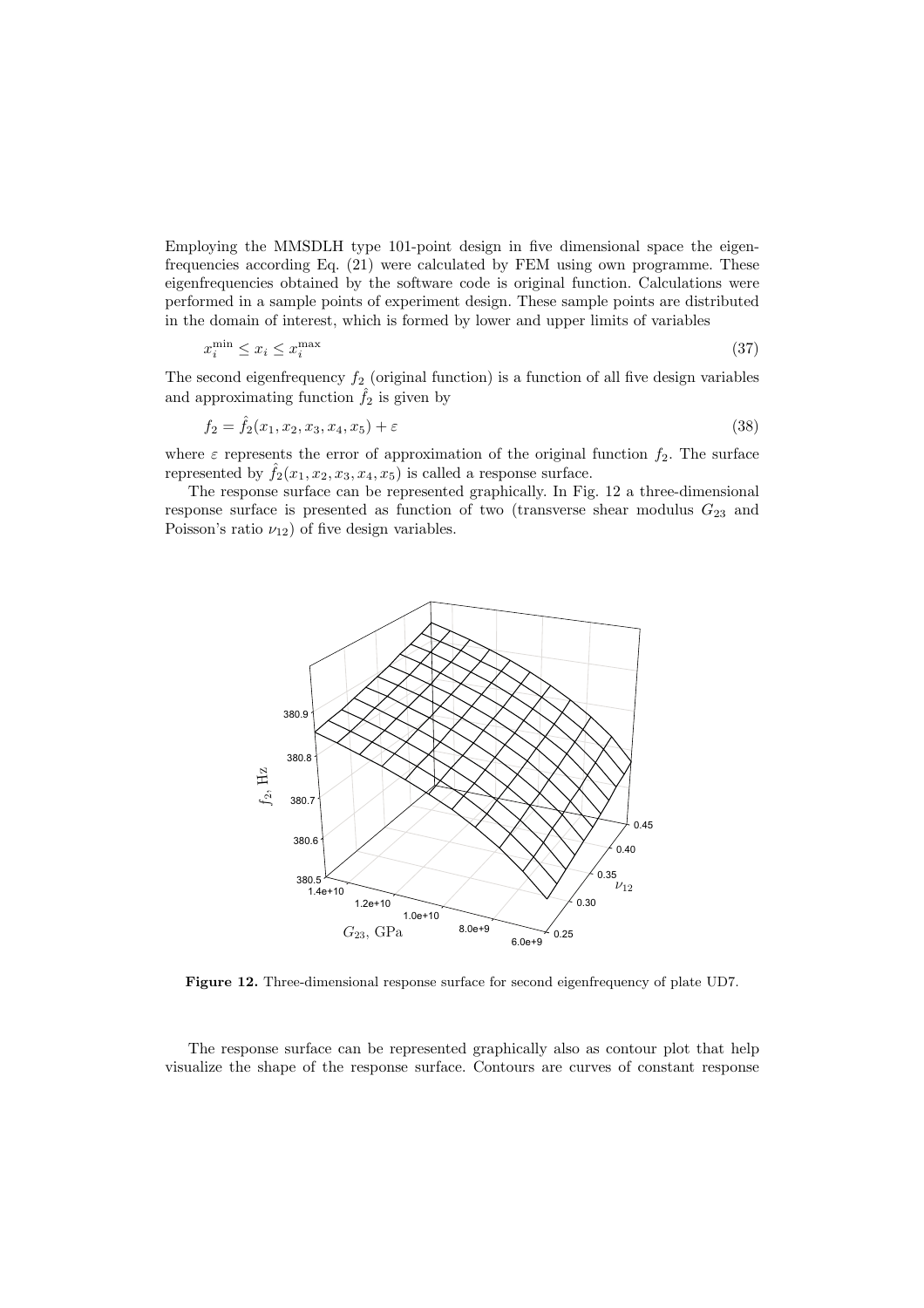Employing the MMSDLH type 101-point design in five dimensional space the eigenfrequencies according Eq. (21) were calculated by FEM using own programme. These eigenfrequencies obtained by the software code is original function. Calculations were performed in a sample points of experiment design. These sample points are distributed in the domain of interest, which is formed by lower and upper limits of variables

$$x_i^{\min} \leq x_i \leq x_i^{\max} \tag{37}$$

The second eigenfrequency $f_2$ (original function) is a function of all five design variables and approximating function $\hat{f}_2$ is given by

$$f_2 = \hat{f}_2(x_1, x_2, x_3, x_4, x_5) + \varepsilon \tag{38}$$

where $\varepsilon$ represents the error of approximation of the original function $f_2$. The surface represented by $\hat{f}_2(x_1, x_2, x_3, x_4, x_5)$ is called a response surface.

The response surface can be represented graphically. In Fig. 12 a three-dimensional response surface is presented as function of two (transverse shear modulus $G_{23}$ and Poisson's ratio $\nu_{12}$) of five design variables.

**Figure 12.** Three-dimensional response surface for second eigenfrequency of plate UD7.

The response surface can be represented graphically also as contour plot that help visualize the shape of the response surface. Contours are curves of constant response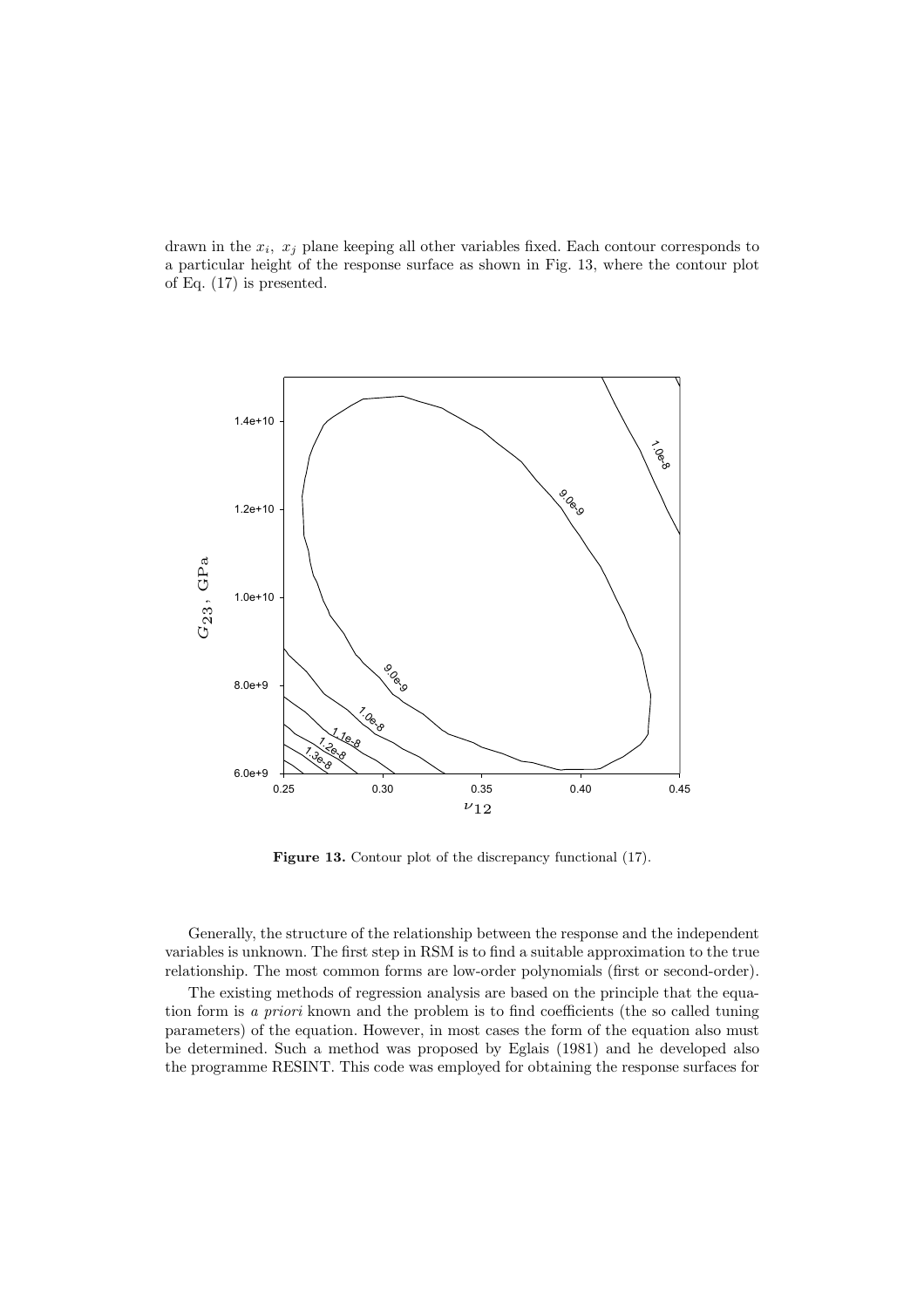drawn in the $x_i$, $x_j$ plane keeping all other variables fixed. Each contour corresponds to a particular height of the response surface as shown in Fig. 13, where the contour plot of Eq. (17) is presented.

**Figure 13.** Contour plot of the discrepancy functional (17).

Generally, the structure of the relationship between the response and the independent variables is unknown. The first step in RSM is to find a suitable approximation to the true relationship. The most common forms are low-order polynomials (first or second-order).

The existing methods of regression analysis are based on the principle that the equation form is *a priori* known and the problem is to find coefficients (the so called tuning parameters) of the equation. However, in most cases the form of the equation also must be determined. Such a method was proposed by Eglais (1981) and he developed also the programme RESINT. This code was employed for obtaining the response surfaces for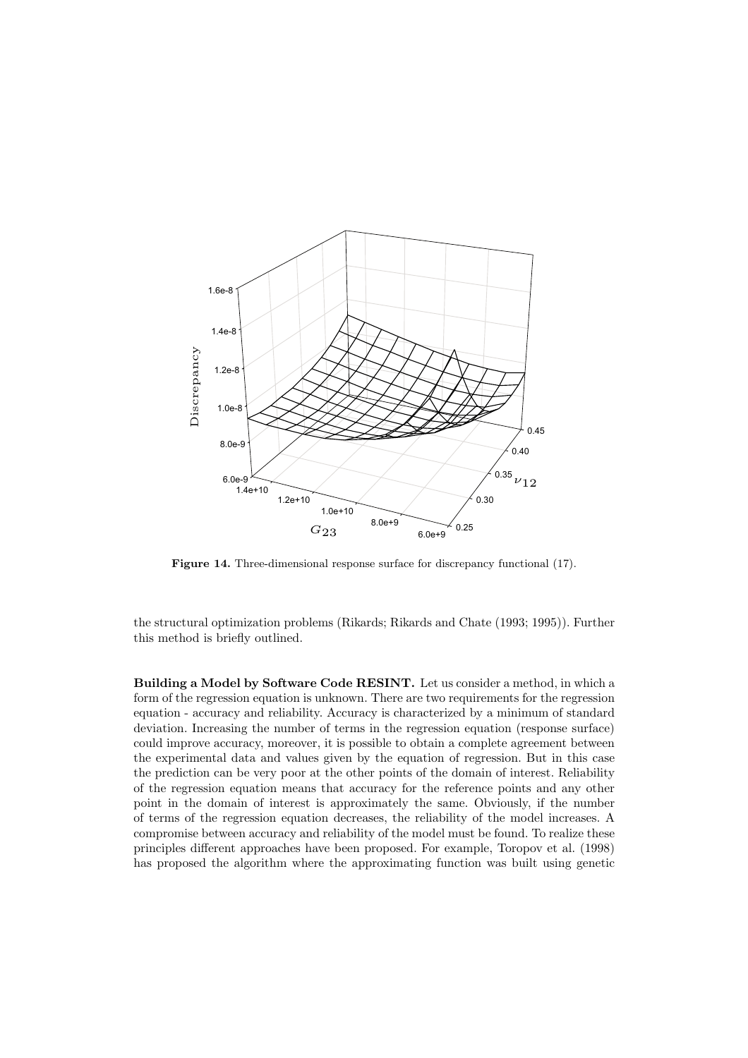**Figure 14.** Three-dimensional response surface for discrepancy functional (17).

the structural optimization problems (Rikards; Rikards and Chate (1993; 1995)). Further this method is briefly outlined.

**Building a Model by Software Code RESINT.** Let us consider a method, in which a form of the regression equation is unknown. There are two requirements for the regression equation - accuracy and reliability. Accuracy is characterized by a minimum of standard deviation. Increasing the number of terms in the regression equation (response surface) could improve accuracy, moreover, it is possible to obtain a complete agreement between the experimental data and values given by the equation of regression. But in this case the prediction can be very poor at the other points of the domain of interest. Reliability of the regression equation means that accuracy for the reference points and any other point in the domain of interest is approximately the same. Obviously, if the number of terms of the regression equation decreases, the reliability of the model increases. A compromise between accuracy and reliability of the model must be found. To realize these principles different approaches have been proposed. For example, Toropov et al. (1998) has proposed the algorithm where the approximating function was built using genetic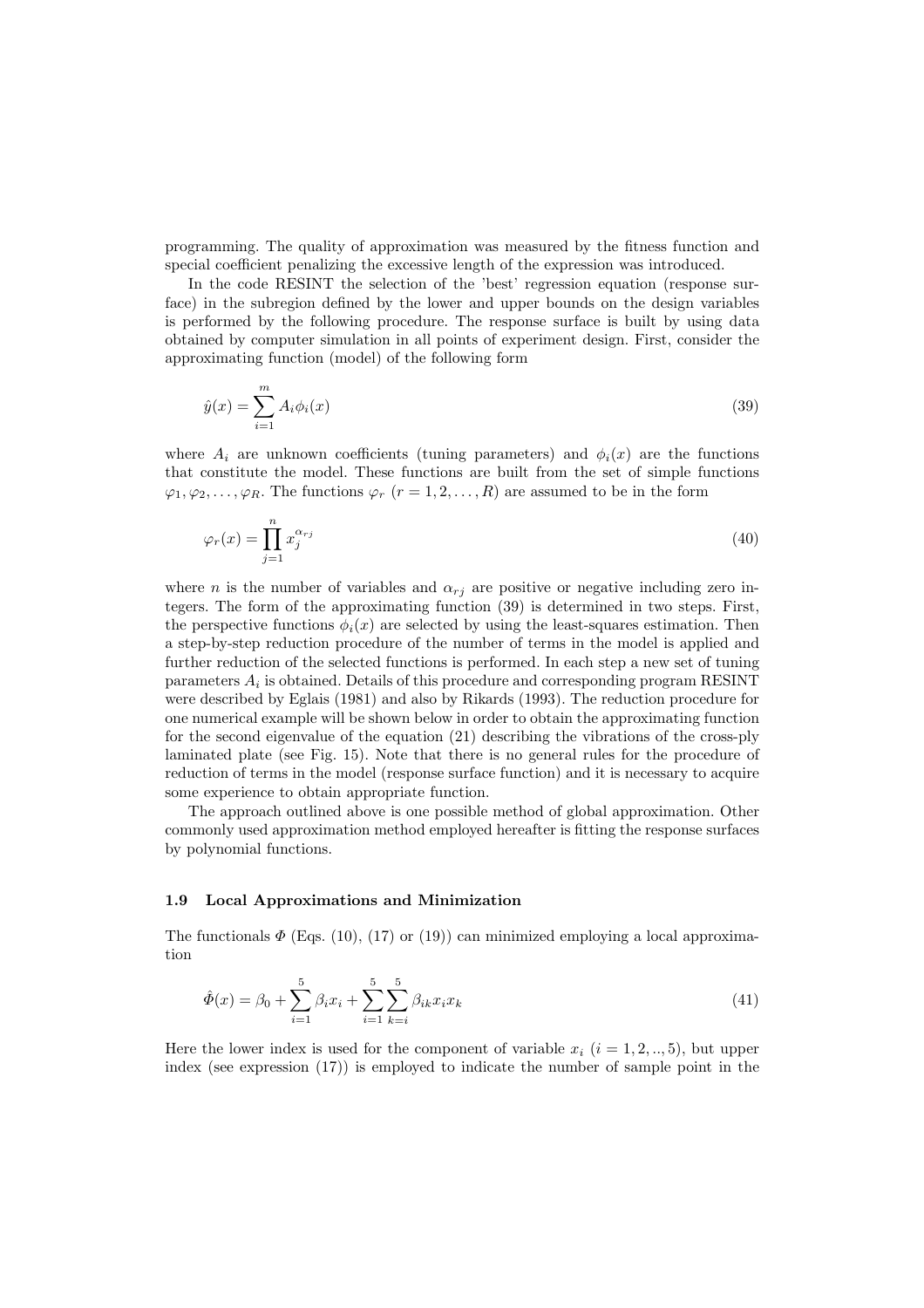programming. The quality of approximation was measured by the fitness function and special coefficient penalizing the excessive length of the expression was introduced.

In the code RESINT the selection of the 'best' regression equation (response surface) in the subregion defined by the lower and upper bounds on the design variables is performed by the following procedure. The response surface is built by using data obtained by computer simulation in all points of experiment design. First, consider the approximating function (model) of the following form

$$\hat{y}(x) = \sum_{i=1}^{m} A_i \phi_i(x) \tag{39}$$

where $A_i$ are unknown coefficients (tuning parameters) and $\phi_i(x)$ are the functions that constitute the model. These functions are built from the set of simple functions $\varphi_1, \varphi_2, \ldots, \varphi_R$. The functions $\varphi_r$ $(r = 1, 2, \ldots, R)$ are assumed to be in the form

$$\varphi_r(x) = \prod_{j=1}^{n} x_j^{\alpha_{rj}} \tag{40}$$

where $n$ is the number of variables and $\alpha_{rj}$ are positive or negative including zero integers. The form of the approximating function (39) is determined in two steps. First, the perspective functions $\phi_i(x)$ are selected by using the least-squares estimation. Then a step-by-step reduction procedure of the number of terms in the model is applied and further reduction of the selected functions is performed. In each step a new set of tuning parameters $A_i$ is obtained. Details of this procedure and corresponding program RESINT were described by Eglais (1981) and also by Rikards (1993). The reduction procedure for one numerical example will be shown below in order to obtain the approximating function for the second eigenvalue of the equation (21) describing the vibrations of the cross-ply laminated plate (see Fig. 15). Note that there is no general rules for the procedure of reduction of terms in the model (response surface function) and it is necessary to acquire some experience to obtain appropriate function.

The approach outlined above is one possible method of global approximation. Other commonly used approximation method employed hereafter is fitting the response surfaces by polynomial functions.

### 1.9 Local Approximations and Minimization

The functionals $\Phi$ (Eqs. (10), (17) or (19)) can minimized employing a local approximation

$$\hat{\Phi}(x) = \beta_0 + \sum_{i=1}^{5} \beta_i x_i + \sum_{i=1}^{5} \sum_{k=i}^{5} \beta_{ik} x_i x_k \tag{41}$$

Here the lower index is used for the component of variable $x_i$ $(i = 1, 2, .., 5)$, but upper index (see expression (17)) is employed to indicate the number of sample point in the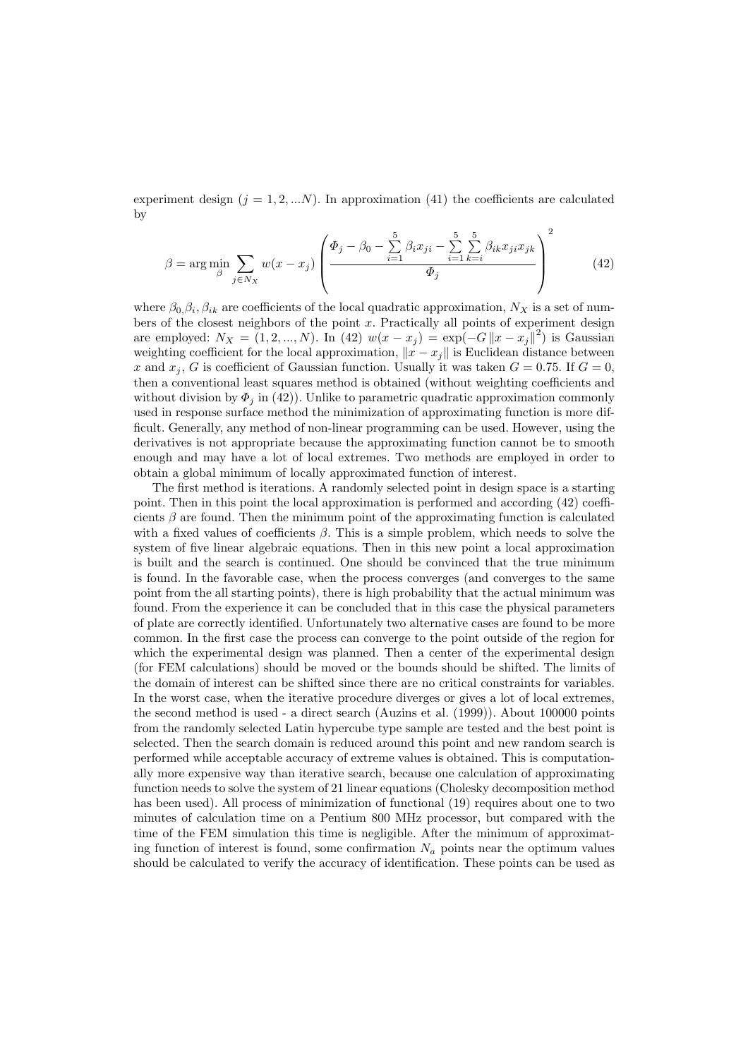experiment design ($j = 1, 2, ...N$). In approximation (41) the coefficients are calculated by

$$\beta = \arg\min_{\beta} \sum_{j \in N_X} w(x - x_j) \left( \frac{\Phi_j - \beta_0 - \sum_{i=1}^{5} \beta_i x_{ji} - \sum_{i=1}^{5} \sum_{k=i}^{5} \beta_{ik} x_{ji} x_{jk}}{\Phi_j} \right)^2 \tag{42}$$

where $\beta_{0,}\beta_i, \beta_{ik}$ are coefficients of the local quadratic approximation, $N_X$ is a set of numbers of the closest neighbors of the point $x$. Practically all points of experiment design are employed: $N_X = (1, 2, ..., N)$. In (42) $w(x - x_j) = \exp(-G \|x - x_j\|^2)$ is Gaussian weighting coefficient for the local approximation, $\|x - x_j\|$ is Euclidean distance between $x$ and $x_j$, $G$ is coefficient of Gaussian function. Usually it was taken $G = 0.75$. If $G = 0$, then a conventional least squares method is obtained (without weighting coefficients and without division by $\Phi_j$ in (42)). Unlike to parametric quadratic approximation commonly used in response surface method the minimization of approximating function is more difficult. Generally, any method of non-linear programming can be used. However, using the derivatives is not appropriate because the approximating function cannot be to smooth enough and may have a lot of local extremes. Two methods are employed in order to obtain a global minimum of locally approximated function of interest.

The first method is iterations. A randomly selected point in design space is a starting point. Then in this point the local approximation is performed and according (42) coefficients $\beta$ are found. Then the minimum point of the approximating function is calculated with a fixed values of coefficients $\beta$. This is a simple problem, which needs to solve the system of five linear algebraic equations. Then in this new point a local approximation is built and the search is continued. One should be convinced that the true minimum is found. In the favorable case, when the process converges (and converges to the same point from the all starting points), there is high probability that the actual minimum was found. From the experience it can be concluded that in this case the physical parameters of plate are correctly identified. Unfortunately two alternative cases are found to be more common. In the first case the process can converge to the point outside of the region for which the experimental design was planned. Then a center of the experimental design (for FEM calculations) should be moved or the bounds should be shifted. The limits of the domain of interest can be shifted since there are no critical constraints for variables. In the worst case, when the iterative procedure diverges or gives a lot of local extremes, the second method is used - a direct search (Auzins et al. (1999)). About 100000 points from the randomly selected Latin hypercube type sample are tested and the best point is selected. Then the search domain is reduced around this point and new random search is performed while acceptable accuracy of extreme values is obtained. This is computationally more expensive way than iterative search, because one calculation of approximating function needs to solve the system of 21 linear equations (Cholesky decomposition method has been used). All process of minimization of functional (19) requires about one to two minutes of calculation time on a Pentium 800 MHz processor, but compared with the time of the FEM simulation this time is negligible. After the minimum of approximating function of interest is found, some confirmation $N_a$ points near the optimum values should be calculated to verify the accuracy of identification. These points can be used as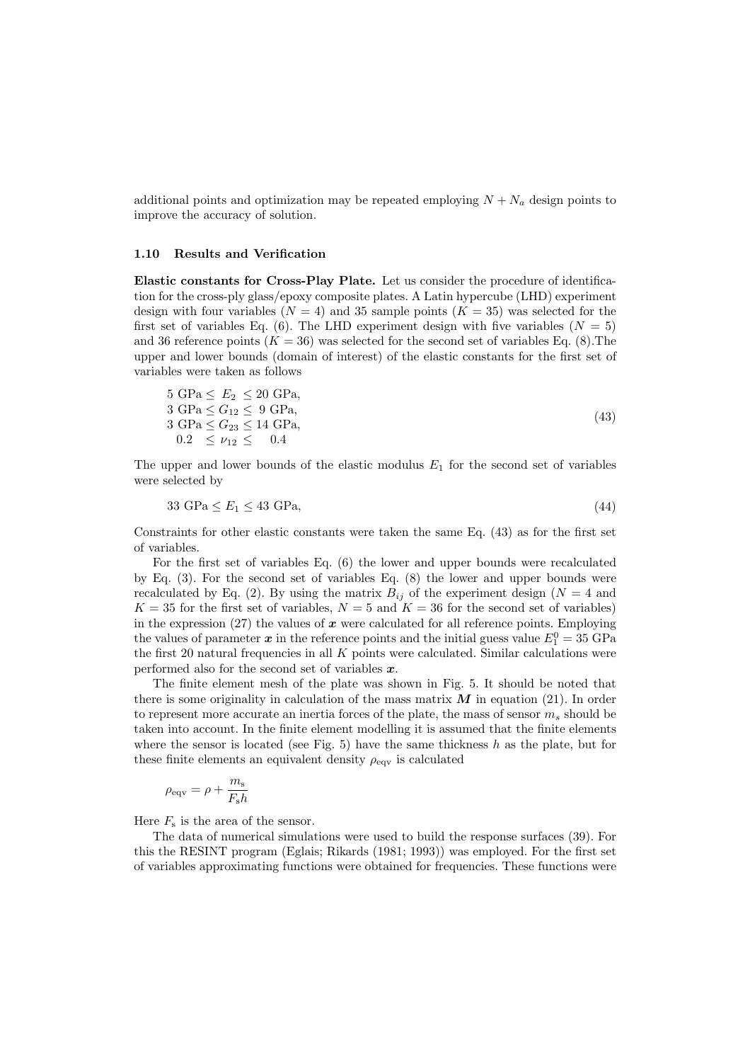additional points and optimization may be repeated employing $N + N_a$ design points to improve the accuracy of solution.

### 1.10 Results and Verification

**Elastic constants for Cross-Play Plate.** Let us consider the procedure of identification for the cross-ply glass/epoxy composite plates. A Latin hypercube (LHD) experiment design with four variables ($N = 4$) and 35 sample points ($K = 35$) was selected for the first set of variables Eq. (6). The LHD experiment design with five variables ($N = 5$) and 36 reference points ($K = 36$) was selected for the second set of variables Eq. (8).The upper and lower bounds (domain of interest) of the elastic constants for the first set of variables were taken as follows

$$
\begin{aligned}
&5 \text{ GPa} \leq \; E_2 \; \leq 20 \text{ GPa}, \\
&3 \text{ GPa} \leq G_{12} \leq \; 9 \text{ GPa}, \\
&3 \text{ GPa} \leq G_{23} \leq 14 \text{ GPa}, \\
&\;\; 0.2 \;\; \leq \nu_{12} \leq \;\;\; 0.4
\end{aligned} \tag{43}
$$

The upper and lower bounds of the elastic modulus $E_1$ for the second set of variables were selected by

$$
33 \text{ GPa} \leq E_1 \leq 43 \text{ GPa}, \tag{44}
$$

Constraints for other elastic constants were taken the same Eq. (43) as for the first set of variables.

For the first set of variables Eq. (6) the lower and upper bounds were recalculated by Eq. (3). For the second set of variables Eq. (8) the lower and upper bounds were recalculated by Eq. (2). By using the matrix $B_{ij}$ of the experiment design ($N = 4$ and $K = 35$ for the first set of variables, $N = 5$ and $K = 36$ for the second set of variables) in the expression (27) the values of $\boldsymbol{x}$ were calculated for all reference points. Employing the values of parameter $\boldsymbol{x}$ in the reference points and the initial guess value $E_1^0 = 35$ GPa the first 20 natural frequencies in all $K$ points were calculated. Similar calculations were performed also for the second set of variables $\boldsymbol{x}$.

The finite element mesh of the plate was shown in Fig. 5. It should be noted that there is some originality in calculation of the mass matrix $\boldsymbol{M}$ in equation (21). In order to represent more accurate an inertia forces of the plate, the mass of sensor $m_s$ should be taken into account. In the finite element modelling it is assumed that the finite elements where the sensor is located (see Fig. 5) have the same thickness $h$ as the plate, but for these finite elements an equivalent density $\rho_{\text{eqv}}$ is calculated

$$
\rho_{\text{eqv}} = \rho + \frac{m_{\text{s}}}{F_{\text{s}} h}
$$

Here $F_{\text{s}}$ is the area of the sensor.

The data of numerical simulations were used to build the response surfaces (39). For this the RESINT program (Eglais; Rikards (1981; 1993)) was employed. For the first set of variables approximating functions were obtained for frequencies. These functions were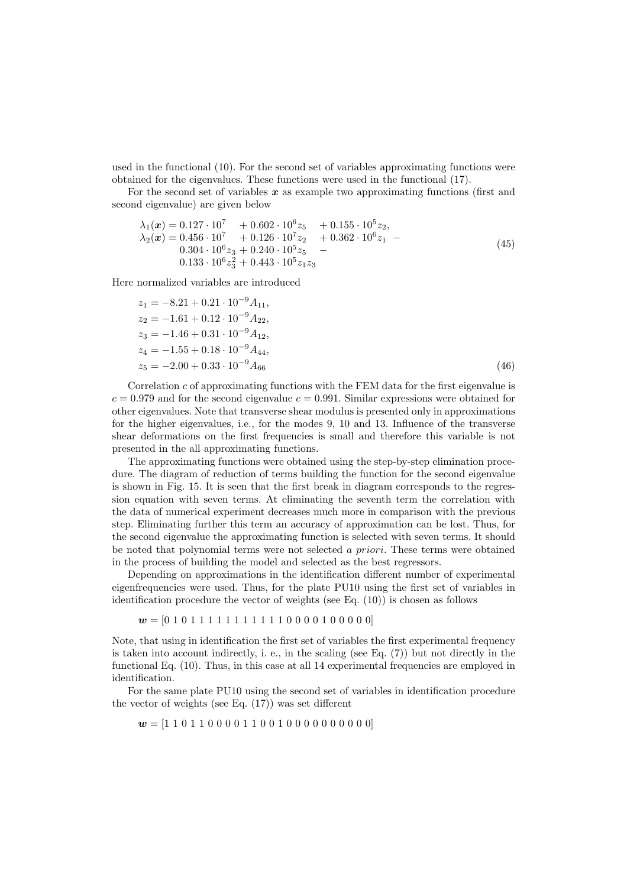used in the functional (10). For the second set of variables approximating functions were obtained for the eigenvalues. These functions were used in the functional (17).

For the second set of variables $\boldsymbol{x}$ as example two approximating functions (first and second eigenvalue) are given below

$$
\begin{aligned}
\lambda_1(\boldsymbol{x}) &= 0.127 \cdot 10^7 \quad + 0.602 \cdot 10^6 z_5 \quad + 0.155 \cdot 10^5 z_2, \\
\lambda_2(\boldsymbol{x}) &= 0.456 \cdot 10^7 \quad + 0.126 \cdot 10^7 z_2 \quad + 0.362 \cdot 10^6 z_1 \ - \\
&\quad 0.304 \cdot 10^6 z_3 + 0.240 \cdot 10^5 z_5 \quad - \\
&\quad 0.133 \cdot 10^6 z_3^2 + 0.443 \cdot 10^5 z_1 z_3
\end{aligned}
\tag{45}
$$

Here normalized variables are introduced

$$
\begin{aligned}
z_1 &= -8.21 + 0.21 \cdot 10^{-9} A_{11}, \\
z_2 &= -1.61 + 0.12 \cdot 10^{-9} A_{22}, \\
z_3 &= -1.46 + 0.31 \cdot 10^{-9} A_{12}, \\
z_4 &= -1.55 + 0.18 \cdot 10^{-9} A_{44}, \\
z_5 &= -2.00 + 0.33 \cdot 10^{-9} A_{66}
\end{aligned}
\tag{46}
$$

Correlation $c$ of approximating functions with the FEM data for the first eigenvalue is $c = 0.979$ and for the second eigenvalue $c = 0.991$. Similar expressions were obtained for other eigenvalues. Note that transverse shear modulus is presented only in approximations for the higher eigenvalues, i.e., for the modes 9, 10 and 13. Influence of the transverse shear deformations on the first frequencies is small and therefore this variable is not presented in the all approximating functions.

The approximating functions were obtained using the step-by-step elimination procedure. The diagram of reduction of terms building the function for the second eigenvalue is shown in Fig. 15. It is seen that the first break in diagram corresponds to the regression equation with seven terms. At eliminating the seventh term the correlation with the data of numerical experiment decreases much more in comparison with the previous step. Eliminating further this term an accuracy of approximation can be lost. Thus, for the second eigenvalue the approximating function is selected with seven terms. It should be noted that polynomial terms were not selected *a priori*. These terms were obtained in the process of building the model and selected as the best regressors.

Depending on approximations in the identification different number of experimental eigenfrequencies were used. Thus, for the plate PU10 using the first set of variables in identification procedure the vector of weights (see Eq. (10)) is chosen as follows

$$\boldsymbol{w} = [0\ 1\ 0\ 1\ 1\ 1\ 1\ 1\ 1\ 1\ 1\ 1\ 1\ 1\ 1\ 0\ 0\ 0\ 0\ 1\ 0\ 0\ 0\ 0\ 0]$$

Note, that using in identification the first set of variables the first experimental frequency is taken into account indirectly, i. e., in the scaling (see Eq. (7)) but not directly in the functional Eq. (10). Thus, in this case at all 14 experimental frequencies are employed in identification.

For the same plate PU10 using the second set of variables in identification procedure the vector of weights (see Eq. (17)) was set different

$$\boldsymbol{w} = [1\ 1\ 0\ 1\ 1\ 0\ 0\ 0\ 0\ 1\ 1\ 0\ 0\ 1\ 0\ 0\ 0\ 0\ 0\ 0\ 0\ 0\ 0\ 0]$$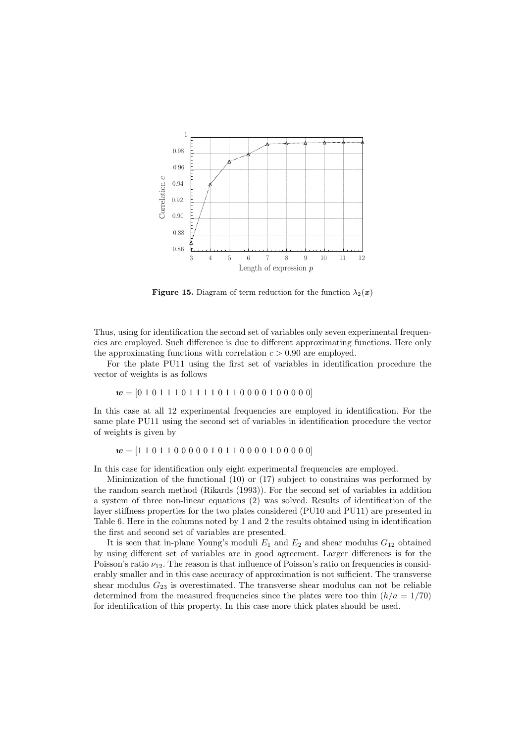**Figure 15.** Diagram of term reduction for the function $\lambda_2(\boldsymbol{x})$

Thus, using for identification the second set of variables only seven experimental frequencies are employed. Such difference is due to different approximating functions. Here only the approximating functions with correlation $c > 0.90$ are employed.

For the plate PU11 using the first set of variables in identification procedure the vector of weights is as follows

$$\boldsymbol{w} = [0\ 1\ 0\ 1\ 1\ 1\ 0\ 1\ 1\ 1\ 1\ 0\ 1\ 1\ 0\ 0\ 0\ 0\ 1\ 0\ 0\ 0\ 0\ 0]$$

In this case at all 12 experimental frequencies are employed in identification. For the same plate PU11 using the second set of variables in identification procedure the vector of weights is given by

$$\boldsymbol{w} = [1\ 1\ 0\ 1\ 1\ 0\ 0\ 0\ 0\ 0\ 1\ 0\ 1\ 1\ 0\ 0\ 0\ 0\ 1\ 0\ 0\ 0\ 0\ 0]$$

In this case for identification only eight experimental frequencies are employed.

Minimization of the functional (10) or (17) subject to constrains was performed by the random search method (Rikards (1993)). For the second set of variables in addition a system of three non-linear equations (2) was solved. Results of identification of the layer stiffness properties for the two plates considered (PU10 and PU11) are presented in Table 6. Here in the columns noted by 1 and 2 the results obtained using in identification the first and second set of variables are presented.

It is seen that in-plane Young's moduli $E_1$ and $E_2$ and shear modulus $G_{12}$ obtained by using different set of variables are in good agreement. Larger differences is for the Poisson's ratio $\nu_{12}$. The reason is that influence of Poisson's ratio on frequencies is considerably smaller and in this case accuracy of approximation is not sufficient. The transverse shear modulus $G_{23}$ is overestimated. The transverse shear modulus can not be reliable determined from the measured frequencies since the plates were too thin ($h/a = 1/70$) for identification of this property. In this case more thick plates should be used.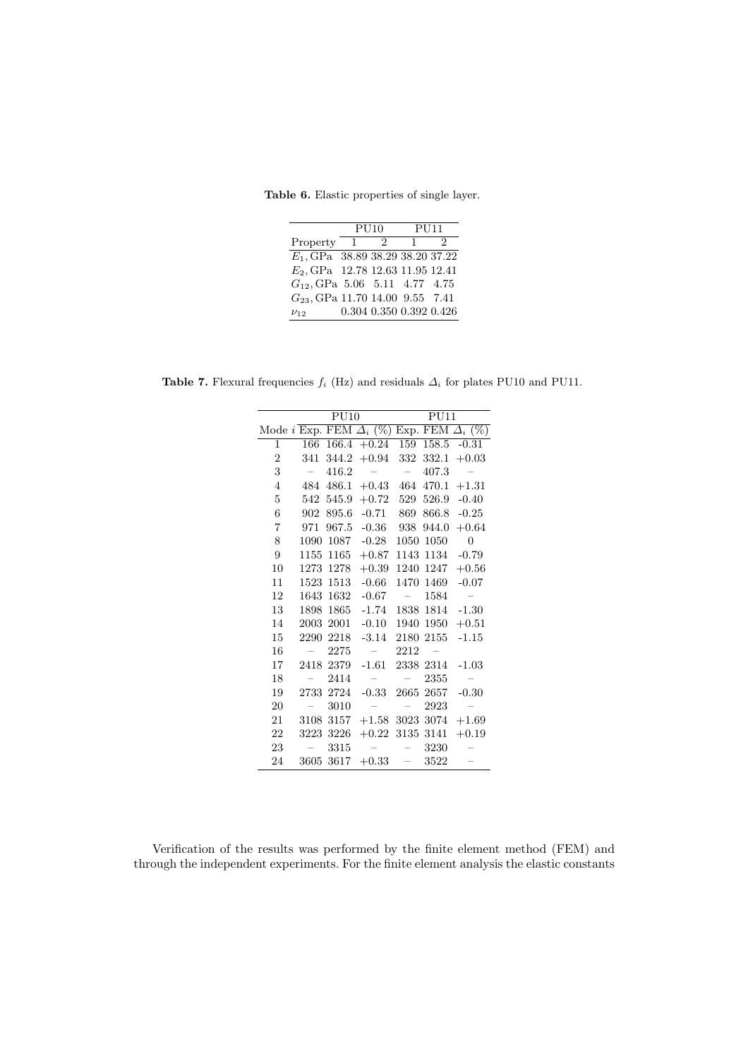**Table 6.** Elastic properties of single layer.

| | PU10 | | PU11 | |
|---|---|---|---|---|
| Property | 1 | 2 | 1 | 2 |
| $E_1$, GPa | 38.89 | 38.29 | 38.20 | 37.22 |
| $E_2$, GPa | 12.78 | 12.63 | 11.95 | 12.41 |
| $G_{12}$, GPa | 5.06 | 5.11 | 4.77 | 4.75 |
| $G_{23}$, GPa | 11.70 | 14.00 | 9.55 | 7.41 |
| $\nu_{12}$ | 0.304 | 0.350 | 0.392 | 0.426 |

**Table 7.** Flexural frequencies $f_i$ (Hz) and residuals $\Delta_i$ for plates PU10 and PU11.

| | PU10 | | | PU11 | | |
|---|---|---|---|---|---|---|
| Mode $i$ | Exp. | FEM | $\Delta_i$ (%) | Exp. | FEM | $\Delta_i$ (%) |
| 1 | 166 | 166.4 | +0.24 | 159 | 158.5 | -0.31 |
| 2 | 341 | 344.2 | +0.94 | 332 | 332.1 | +0.03 |
| 3 | – | 416.2 | – | – | 407.3 | – |
| 4 | 484 | 486.1 | +0.43 | 464 | 470.1 | +1.31 |
| 5 | 542 | 545.9 | +0.72 | 529 | 526.9 | -0.40 |
| 6 | 902 | 895.6 | -0.71 | 869 | 866.8 | -0.25 |
| 7 | 971 | 967.5 | -0.36 | 938 | 944.0 | +0.64 |
| 8 | 1090 | 1087 | -0.28 | 1050 | 1050 | 0 |
| 9 | 1155 | 1165 | +0.87 | 1143 | 1134 | -0.79 |
| 10 | 1273 | 1278 | +0.39 | 1240 | 1247 | +0.56 |
| 11 | 1523 | 1513 | -0.66 | 1470 | 1469 | -0.07 |
| 12 | 1643 | 1632 | -0.67 | – | 1584 | – |
| 13 | 1898 | 1865 | -1.74 | 1838 | 1814 | -1.30 |
| 14 | 2003 | 2001 | -0.10 | 1940 | 1950 | +0.51 |
| 15 | 2290 | 2218 | -3.14 | 2180 | 2155 | -1.15 |
| 16 | – | 2275 | – | 2212 | – | |
| 17 | 2418 | 2379 | -1.61 | 2338 | 2314 | -1.03 |
| 18 | – | 2414 | – | – | 2355 | – |
| 19 | 2733 | 2724 | -0.33 | 2665 | 2657 | -0.30 |
| 20 | – | 3010 | – | – | 2923 | – |
| 21 | 3108 | 3157 | +1.58 | 3023 | 3074 | +1.69 |
| 22 | 3223 | 3226 | +0.22 | 3135 | 3141 | +0.19 |
| 23 | – | 3315 | – | – | 3230 | – |
| 24 | 3605 | 3617 | +0.33 | – | 3522 | – |

Verification of the results was performed by the finite element method (FEM) and through the independent experiments. For the finite element analysis the elastic constants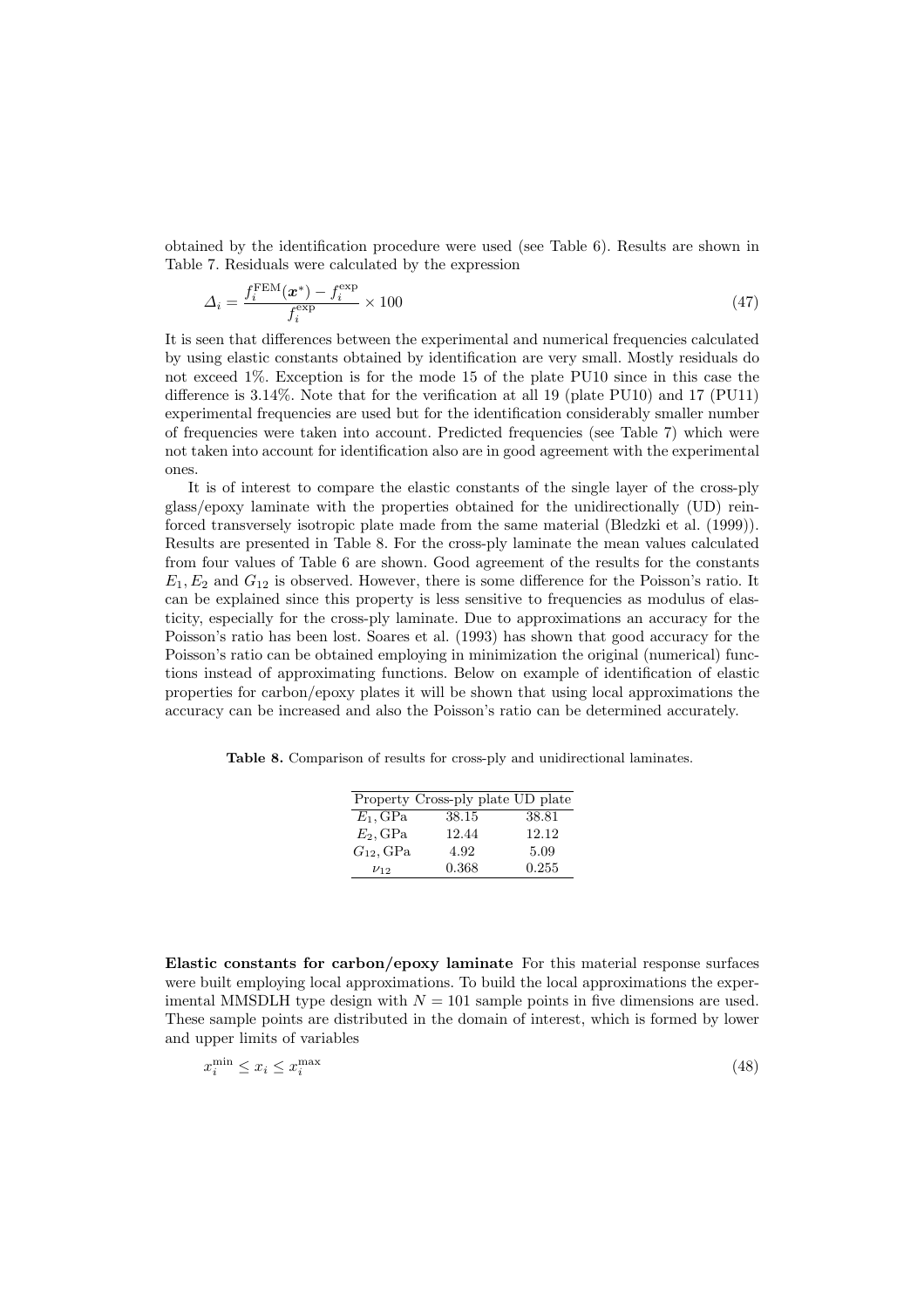obtained by the identification procedure were used (see Table 6). Results are shown in Table 7. Residuals were calculated by the expression

$$\Delta_i = \frac{f_i^{\mathrm{FEM}}(\boldsymbol{x}^*) - f_i^{\mathrm{exp}}}{f_i^{\mathrm{exp}}} \times 100 \tag{47}$$

It is seen that differences between the experimental and numerical frequencies calculated by using elastic constants obtained by identification are very small. Mostly residuals do not exceed 1%. Exception is for the mode 15 of the plate PU10 since in this case the difference is 3.14%. Note that for the verification at all 19 (plate PU10) and 17 (PU11) experimental frequencies are used but for the identification considerably smaller number of frequencies were taken into account. Predicted frequencies (see Table 7) which were not taken into account for identification also are in good agreement with the experimental ones.

It is of interest to compare the elastic constants of the single layer of the cross-ply glass/epoxy laminate with the properties obtained for the unidirectionally (UD) reinforced transversely isotropic plate made from the same material (Bledzki et al. (1999)). Results are presented in Table 8. For the cross-ply laminate the mean values calculated from four values of Table 6 are shown. Good agreement of the results for the constants $E_1, E_2$ and $G_{12}$ is observed. However, there is some difference for the Poisson's ratio. It can be explained since this property is less sensitive to frequencies as modulus of elasticity, especially for the cross-ply laminate. Due to approximations an accuracy for the Poisson's ratio has been lost. Soares et al. (1993) has shown that good accuracy for the Poisson's ratio can be obtained employing in minimization the original (numerical) functions instead of approximating functions. Below on example of identification of elastic properties for carbon/epoxy plates it will be shown that using local approximations the accuracy can be increased and also the Poisson's ratio can be determined accurately.

**Table 8.** Comparison of results for cross-ply and unidirectional laminates.

| Property | Cross-ply plate | UD plate |
|---|---|---|
| $E_1$, GPa | 38.15 | 38.81 |
| $E_2$, GPa | 12.44 | 12.12 |
| $G_{12}$, GPa | 4.92 | 5.09 |
| $\nu_{12}$ | 0.368 | 0.255 |

**Elastic constants for carbon/epoxy laminate** For this material response surfaces were built employing local approximations. To build the local approximations the experimental MMSDLH type design with $N = 101$ sample points in five dimensions are used. These sample points are distributed in the domain of interest, which is formed by lower and upper limits of variables

$$x_i^{\min} \leq x_i \leq x_i^{\max} \tag{48}$$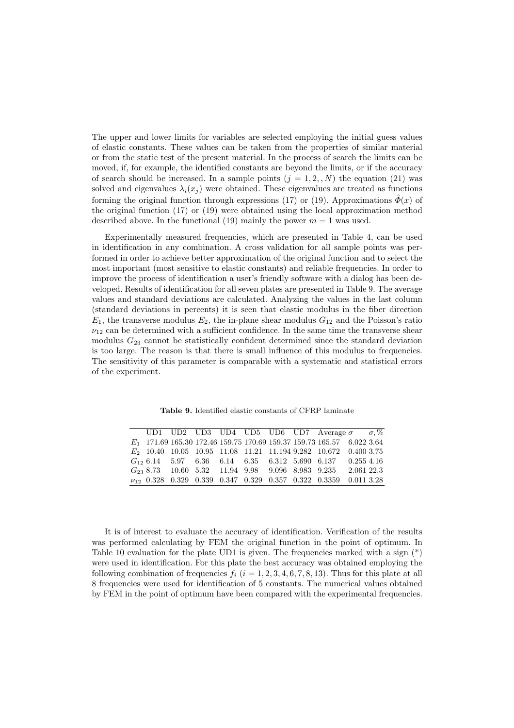The upper and lower limits for variables are selected employing the initial guess values of elastic constants. These values can be taken from the properties of similar material or from the static test of the present material. In the process of search the limits can be moved, if, for example, the identified constants are beyond the limits, or if the accuracy of search should be increased. In a sample points ($j = 1, 2, , N$) the equation (21) was solved and eigenvalues $\lambda_i(x_j)$ were obtained. These eigenvalues are treated as functions forming the original function through expressions (17) or (19). Approximations $\hat{\Phi}(x)$ of the original function (17) or (19) were obtained using the local approximation method described above. In the functional (19) mainly the power $m = 1$ was used.

Experimentally measured frequencies, which are presented in Table 4, can be used in identification in any combination. A cross validation for all sample points was performed in order to achieve better approximation of the original function and to select the most important (most sensitive to elastic constants) and reliable frequencies. In order to improve the process of identification a user's friendly software with a dialog has been developed. Results of identification for all seven plates are presented in Table 9. The average values and standard deviations are calculated. Analyzing the values in the last column (standard deviations in percents) it is seen that elastic modulus in the fiber direction $E_1$, the transverse modulus $E_2$, the in-plane shear modulus $G_{12}$ and the Poisson's ratio $\nu_{12}$ can be determined with a sufficient confidence. In the same time the transverse shear modulus $G_{23}$ cannot be statistically confident determined since the standard deviation is too large. The reason is that there is small influence of this modulus to frequencies. The sensitivity of this parameter is comparable with a systematic and statistical errors of the experiment.

**Table 9.** Identified elastic constants of CFRP laminate

| | UD1 | UD2 | UD3 | UD4 | UD5 | UD6 | UD7 | Average | $\sigma$ | $\sigma, \%$ |
|---|---|---|---|---|---|---|---|---|---|---|
| $E_1$ | 171.69 | 165.30 | 172.46 | 159.75 | 170.69 | 159.37 | 159.73 | 165.57 | 6.022 | 3.64 |
| $E_2$ | 10.40 | 10.05 | 10.95 | 11.08 | 11.21 | 11.194 | 9.282 | 10.672 | 0.400 | 3.75 |
| $G_{12}$ | 6.14 | 5.97 | 6.36 | 6.14 | 6.35 | 6.312 | 5.690 | 6.137 | 0.255 | 4.16 |
| $G_{23}$ | 8.73 | 10.60 | 5.32 | 11.94 | 9.98 | 9.096 | 8.983 | 9.235 | 2.061 | 22.3 |
| $\nu_{12}$ | 0.328 | 0.329 | 0.339 | 0.347 | 0.329 | 0.357 | 0.322 | 0.3359 | 0.011 | 3.28 |

It is of interest to evaluate the accuracy of identification. Verification of the results was performed calculating by FEM the original function in the point of optimum. In Table 10 evaluation for the plate UD1 is given. The frequencies marked with a sign (*) were used in identification. For this plate the best accuracy was obtained employing the following combination of frequencies $f_i$ ($i = 1, 2, 3, 4, 6, 7, 8, 13$). Thus for this plate at all 8 frequencies were used for identification of 5 constants. The numerical values obtained by FEM in the point of optimum have been compared with the experimental frequencies.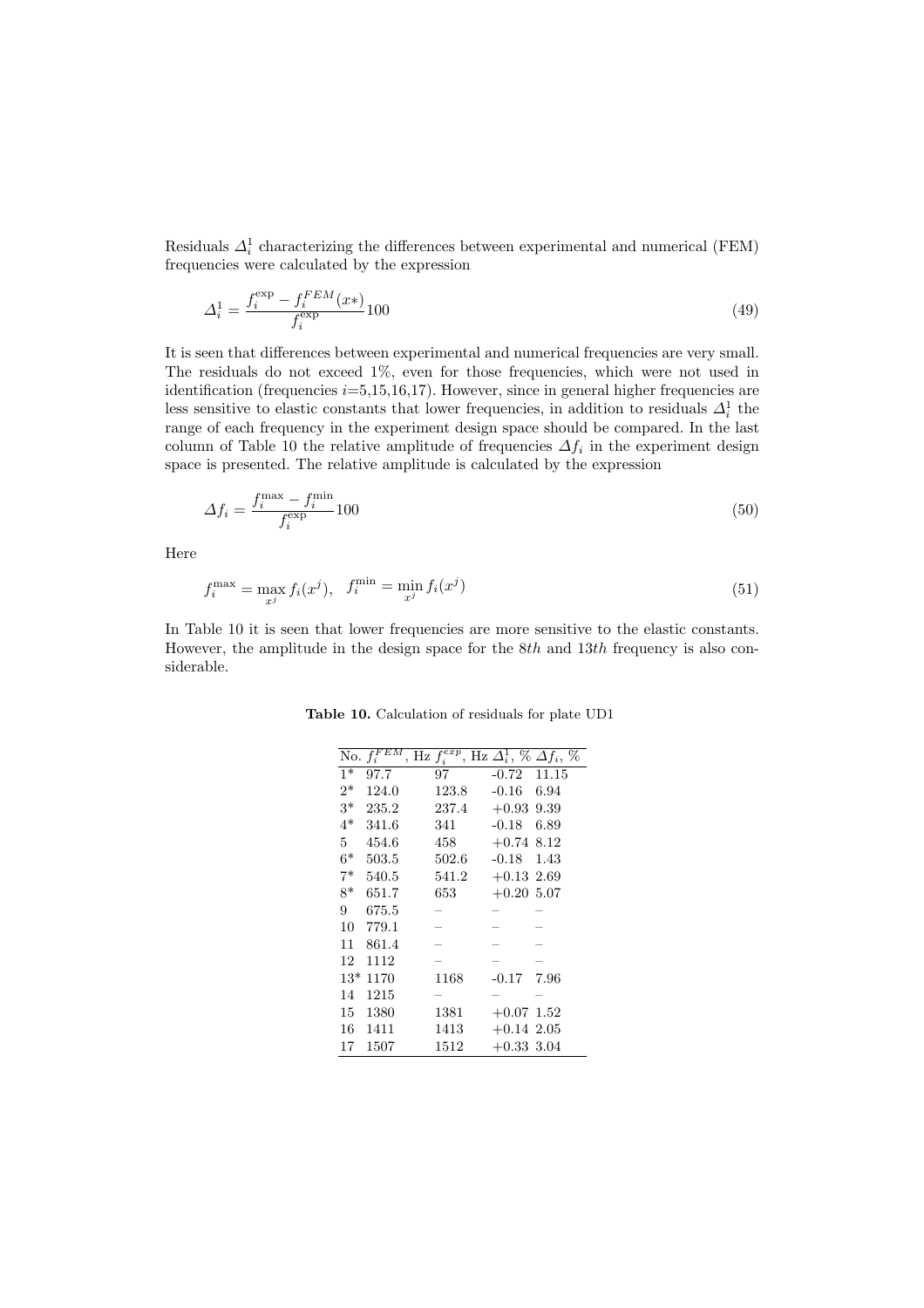Residuals $\varDelta_i^1$ characterizing the differences between experimental and numerical (FEM) frequencies were calculated by the expression

$$\varDelta_i^1 = \frac{f_i^{\exp} - f_i^{FEM}(x*)}{f_i^{\exp}} 100 \tag{49}$$

It is seen that differences between experimental and numerical frequencies are very small. The residuals do not exceed 1%, even for those frequencies, which were not used in identification (frequencies $i$=5,15,16,17). However, since in general higher frequencies are less sensitive to elastic constants that lower frequencies, in addition to residuals $\varDelta_i^1$ the range of each frequency in the experiment design space should be compared. In the last column of Table 10 the relative amplitude of frequencies $\varDelta f_i$ in the experiment design space is presented. The relative amplitude is calculated by the expression

$$\varDelta f_i = \frac{f_i^{\max} - f_i^{\min}}{f_i^{\exp}} 100 \tag{50}$$

Here

$$f_i^{\max} = \max_{x^j} f_i(x^j), \quad f_i^{\min} = \min_{x^j} f_i(x^j) \tag{51}$$

In Table 10 it is seen that lower frequencies are more sensitive to the elastic constants. However, the amplitude in the design space for the *8th* and *13th* frequency is also considerable.

**Table 10.** Calculation of residuals for plate UD1

| No. | $f_i^{FEM}$, Hz | $f_i^{exp}$, Hz | $\varDelta_i^1$, % | $\varDelta f_i$, % |
|---|---|---|---|---|
| 1* | 97.7 | 97 | -0.72 | 11.15 |
| 2* | 124.0 | 123.8 | -0.16 | 6.94 |
| 3* | 235.2 | 237.4 | +0.93 | 9.39 |
| 4* | 341.6 | 341 | -0.18 | 6.89 |
| 5 | 454.6 | 458 | +0.74 | 8.12 |
| 6* | 503.5 | 502.6 | -0.18 | 1.43 |
| 7* | 540.5 | 541.2 | +0.13 | 2.69 |
| 8* | 651.7 | 653 | +0.20 | 5.07 |
| 9 | 675.5 | – | – | – |
| 10 | 779.1 | – | – | – |
| 11 | 861.4 | – | – | – |
| 12 | 1112 | – | – | – |
| 13* | 1170 | 1168 | -0.17 | 7.96 |
| 14 | 1215 | – | – | – |
| 15 | 1380 | 1381 | +0.07 | 1.52 |
| 16 | 1411 | 1413 | +0.14 | 2.05 |
| 17 | 1507 | 1512 | +0.33 | 3.04 |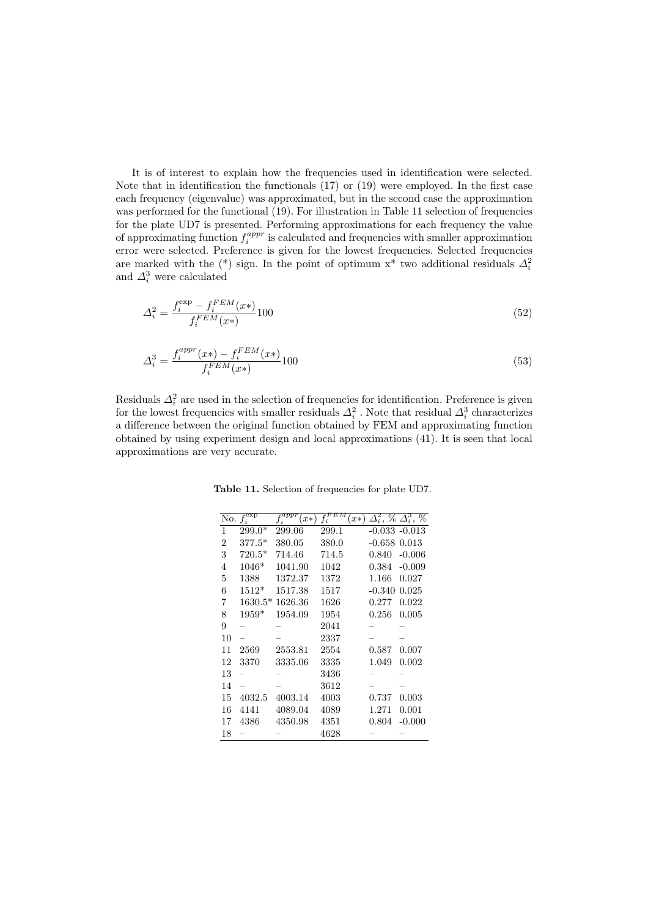It is of interest to explain how the frequencies used in identification were selected. Note that in identification the functionals (17) or (19) were employed. In the first case each frequency (eigenvalue) was approximated, but in the second case the approximation was performed for the functional (19). For illustration in Table 11 selection of frequencies for the plate UD7 is presented. Performing approximations for each frequency the value of approximating function $f_i^{appr}$ is calculated and frequencies with smaller approximation error were selected. Preference is given for the lowest frequencies. Selected frequencies are marked with the (*) sign. In the point of optimum x* two additional residuals $\Delta_i^2$ and $\Delta_i^3$ were calculated

$$\Delta_i^2 = \frac{f_i^{\exp} - f_i^{FEM}(x*)}{f_i^{FEM}(x*)} 100 \tag{52}$$

$$\Delta_i^3 = \frac{f_i^{appr}(x*) - f_i^{FEM}(x*)}{f_i^{FEM}(x*)} 100 \tag{53}$$

Residuals $\Delta_i^2$ are used in the selection of frequencies for identification. Preference is given for the lowest frequencies with smaller residuals $\Delta_i^2$ . Note that residual $\Delta_i^3$ characterizes a difference between the original function obtained by FEM and approximating function obtained by using experiment design and local approximations (41). It is seen that local approximations are very accurate.

**Table 11.** Selection of frequencies for plate UD7.

| No. | $f_i^{\exp}$ | $f_i^{appr}(x*)$ | $f_i^{FEM}(x*)$ | $\Delta_i^2$, % | $\Delta_i^3$, % |
|---|---|---|---|---|---|
| 1 | 299.0* | 299.06 | 299.1 | -0.033 | -0.013 |
| 2 | 377.5* | 380.05 | 380.0 | -0.658 | 0.013 |
| 3 | 720.5* | 714.46 | 714.5 | 0.840 | -0.006 |
| 4 | 1046* | 1041.90 | 1042 | 0.384 | -0.009 |
| 5 | 1388 | 1372.37 | 1372 | 1.166 | 0.027 |
| 6 | 1512* | 1517.38 | 1517 | -0.340 | 0.025 |
| 7 | 1630.5* | 1626.36 | 1626 | 0.277 | 0.022 |
| 8 | 1959* | 1954.09 | 1954 | 0.256 | 0.005 |
| 9 | – | – | 2041 | – | – |
| 10 | – | – | 2337 | – | – |
| 11 | 2569 | 2553.81 | 2554 | 0.587 | 0.007 |
| 12 | 3370 | 3335.06 | 3335 | 1.049 | 0.002 |
| 13 | – | – | 3436 | – | – |
| 14 | – | – | 3612 | – | – |
| 15 | 4032.5 | 4003.14 | 4003 | 0.737 | 0.003 |
| 16 | 4141 | 4089.04 | 4089 | 1.271 | 0.001 |
| 17 | 4386 | 4350.98 | 4351 | 0.804 | -0.000 |
| 18 | – | – | 4628 | – | – |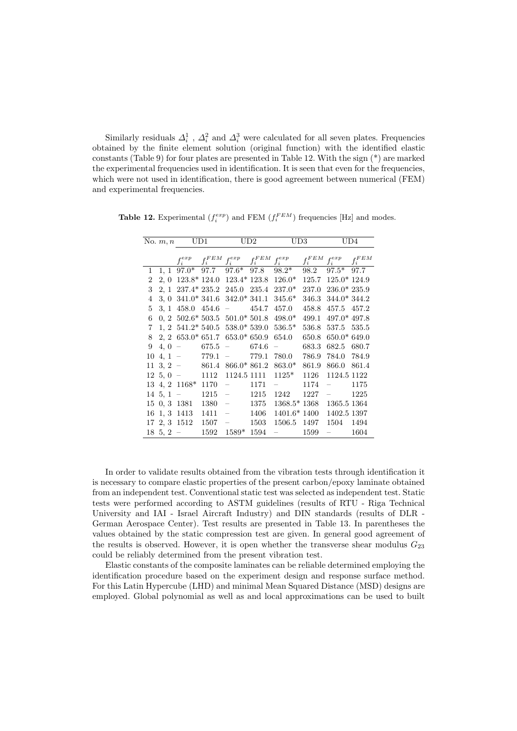Similarly residuals $\Delta_i^1$ , $\Delta_i^2$ and $\Delta_i^3$ were calculated for all seven plates. Frequencies obtained by the finite element solution (original function) with the identified elastic constants (Table 9) for four plates are presented in Table 12. With the sign (*) are marked the experimental frequencies used in identification. It is seen that even for the frequencies, which were not used in identification, there is good agreement between numerical (FEM) and experimental frequencies.

**Table 12.** Experimental ($f_i^{exp}$) and FEM ($f_i^{FEM}$) frequencies [Hz] and modes.

| No. | $m, n$ | UD1 | | UD2 | | UD3 | | UD4 | |
|---|---|---|---|---|---|---|---|---|---|
| | | $f_i^{exp}$ | $f_i^{FEM}$ | $f_i^{exp}$ | $f_i^{FEM}$ | $f_i^{exp}$ | $f_i^{FEM}$ | $f_i^{exp}$ | $f_i^{FEM}$ |
| 1 | 1, 1 | 97.0* | 97.7 | 97.6* | 97.8 | 98.2* | 98.2 | 97.5* | 97.7 |
| 2 | 2, 0 | 123.8* | 124.0 | 123.4* | 123.8 | 126.0* | 125.7 | 125.0* | 124.9 |
| 3 | 2, 1 | 237.4* | 235.2 | 245.0 | 235.4 | 237.0* | 237.0 | 236.0* | 235.9 |
| 4 | 3, 0 | 341.0* | 341.6 | 342.0* | 341.1 | 345.6* | 346.3 | 344.0* | 344.2 |
| 5 | 3, 1 | 458.0 | 454.6 | – | 454.7 | 457.0 | 458.8 | 457.5 | 457.2 |
| 6 | 0, 2 | 502.6* | 503.5 | 501.0* | 501.8 | 498.0* | 499.1 | 497.0* | 497.8 |
| 7 | 1, 2 | 541.2* | 540.5 | 538.0* | 539.0 | 536.5* | 536.8 | 537.5 | 535.5 |
| 8 | 2, 2 | 653.0* | 651.7 | 653.0* | 650.9 | 654.0 | 650.8 | 650.0* | 649.0 |
| 9 | 4, 0 | – | 675.5 | – | 674.6 | – | 683.3 | 682.5 | 680.7 |
| 10 | 4, 1 | – | 779.1 | – | 779.1 | 780.0 | 786.9 | 784.0 | 784.9 |
| 11 | 3, 2 | – | 861.4 | 866.0* | 861.2 | 863.0* | 861.9 | 866.0 | 861.4 |
| 12 | 5, 0 | – | 1112 | 1124.5 | 1111 | 1125* | 1126 | 1124.5 | 1122 |
| 13 | 4, 2 | 1168* | 1170 | – | 1171 | – | 1174 | – | 1175 |
| 14 | 5, 1 | – | 1215 | – | 1215 | 1242 | 1227 | – | 1225 |
| 15 | 0, 3 | 1381 | 1380 | – | 1375 | 1368.5* | 1368 | 1365.5 | 1364 |
| 16 | 1, 3 | 1413 | 1411 | – | 1406 | 1401.6* | 1400 | 1402.5 | 1397 |
| 17 | 2, 3 | 1512 | 1507 | – | 1503 | 1506.5 | 1497 | 1504 | 1494 |
| 18 | 5, 2 | – | 1592 | 1589* | 1594 | – | 1599 | – | 1604 |

In order to validate results obtained from the vibration tests through identification it is necessary to compare elastic properties of the present carbon/epoxy laminate obtained from an independent test. Conventional static test was selected as independent test. Static tests were performed according to ASTM guidelines (results of RTU - Riga Technical University and IAI - Israel Aircraft Industry) and DIN standards (results of DLR - German Aerospace Center). Test results are presented in Table 13. In parentheses the values obtained by the static compression test are given. In general good agreement of the results is observed. However, it is open whether the transverse shear modulus $G_{23}$ could be reliably determined from the present vibration test.

Elastic constants of the composite laminates can be reliable determined employing the identification procedure based on the experiment design and response surface method. For this Latin Hypercube (LHD) and minimal Mean Squared Distance (MSD) designs are employed. Global polynomial as well as and local approximations can be used to built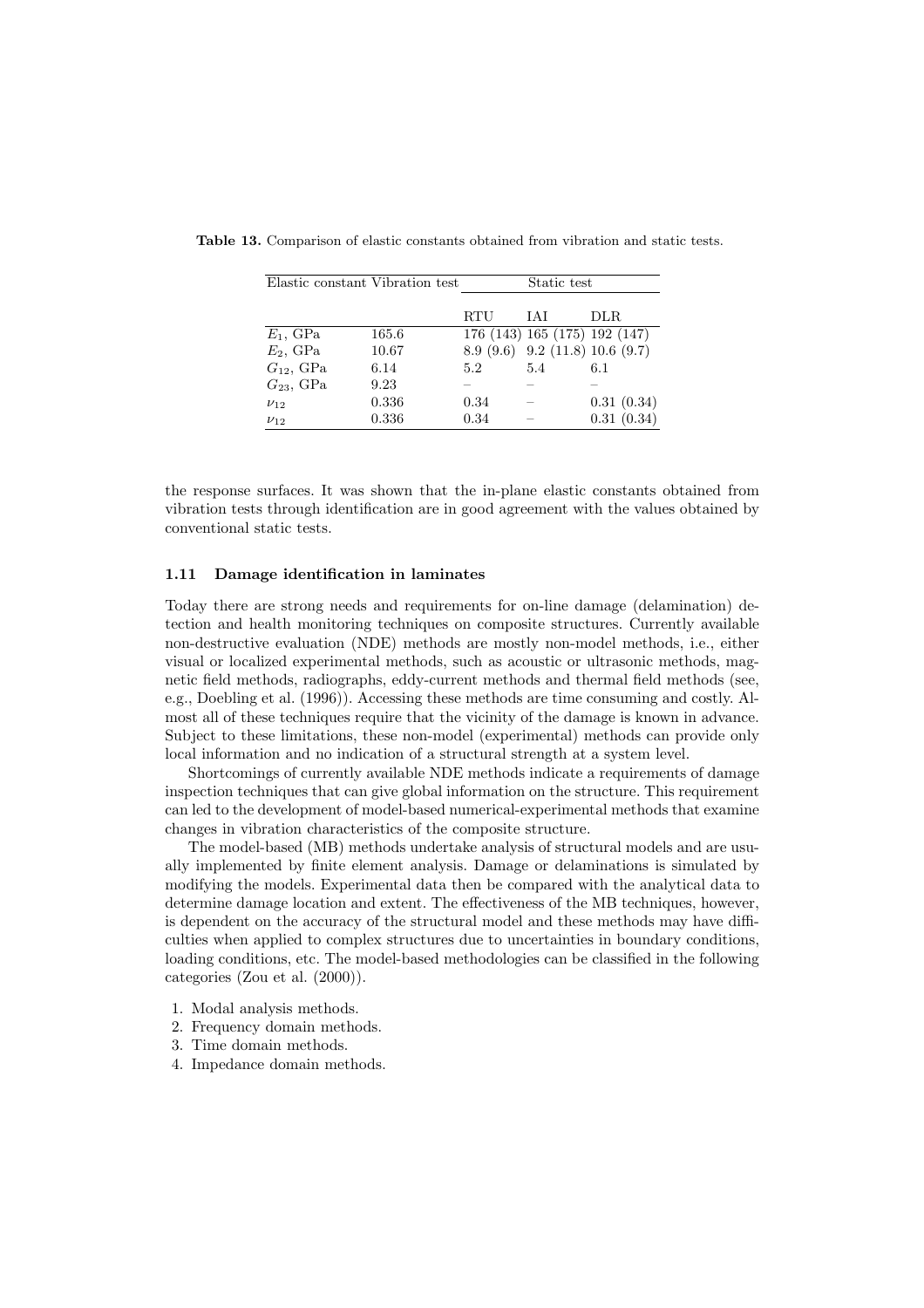**Table 13.** Comparison of elastic constants obtained from vibration and static tests.

| Elastic constant | Vibration test | Static test | | |
|---|---|---|---|---|
| | | RTU | IAI | DLR |
| $E_1$, GPa | 165.6 | 176 (143) | 165 (175) | 192 (147) |
| $E_2$, GPa | 10.67 | 8.9 (9.6) | 9.2 (11.8) | 10.6 (9.7) |
| $G_{12}$, GPa | 6.14 | 5.2 | 5.4 | 6.1 |
| $G_{23}$, GPa | 9.23 | – | – | – |
| $\nu_{12}$ | 0.336 | 0.34 | – | 0.31 (0.34) |
| $\nu_{12}$ | 0.336 | 0.34 | – | 0.31 (0.34) |

the response surfaces. It was shown that the in-plane elastic constants obtained from vibration tests through identification are in good agreement with the values obtained by conventional static tests.

### 1.11 Damage identification in laminates

Today there are strong needs and requirements for on-line damage (delamination) detection and health monitoring techniques on composite structures. Currently available non-destructive evaluation (NDE) methods are mostly non-model methods, i.e., either visual or localized experimental methods, such as acoustic or ultrasonic methods, magnetic field methods, radiographs, eddy-current methods and thermal field methods (see, e.g., Doebling et al. (1996)). Accessing these methods are time consuming and costly. Almost all of these techniques require that the vicinity of the damage is known in advance. Subject to these limitations, these non-model (experimental) methods can provide only local information and no indication of a structural strength at a system level.

Shortcomings of currently available NDE methods indicate a requirements of damage inspection techniques that can give global information on the structure. This requirement can led to the development of model-based numerical-experimental methods that examine changes in vibration characteristics of the composite structure.

The model-based (MB) methods undertake analysis of structural models and are usually implemented by finite element analysis. Damage or delaminations is simulated by modifying the models. Experimental data then be compared with the analytical data to determine damage location and extent. The effectiveness of the MB techniques, however, is dependent on the accuracy of the structural model and these methods may have difficulties when applied to complex structures due to uncertainties in boundary conditions, loading conditions, etc. The model-based methodologies can be classified in the following categories (Zou et al. (2000)).

1. Modal analysis methods.
2. Frequency domain methods.
3. Time domain methods.
4. Impedance domain methods.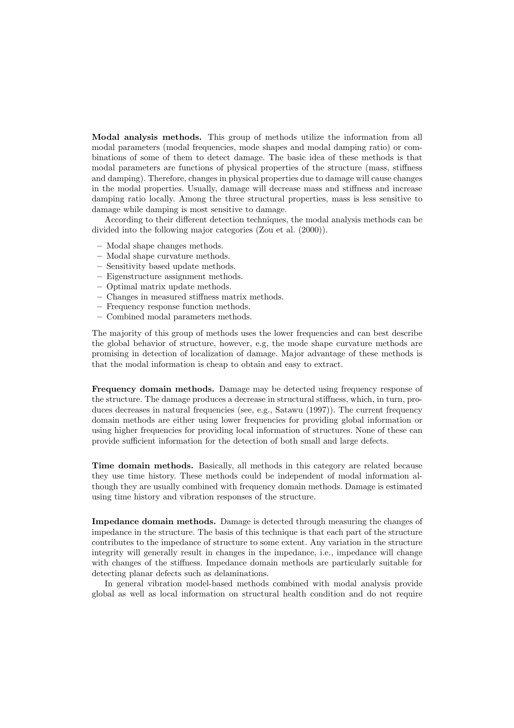**Modal analysis methods.** This group of methods utilize the information from all modal parameters (modal frequencies, mode shapes and modal damping ratio) or combinations of some of them to detect damage. The basic idea of these methods is that modal parameters are functions of physical properties of the structure (mass, stiffness and damping). Therefore, changes in physical properties due to damage will cause changes in the modal properties. Usually, damage will decrease mass and stiffness and increase damping ratio locally. Among the three structural properties, mass is less sensitive to damage while damping is most sensitive to damage.

According to their different detection techniques, the modal analysis methods can be divided into the following major categories (Zou et al. (2000)).

- Modal shape changes methods.
- Modal shape curvature methods.
- Sensitivity based update methods.
- Eigenstructure assignment methods.
- Optimal matrix update methods.
- Changes in measured stiffness matrix methods.
- Frequency response function methods.
- Combined modal parameters methods.

The majority of this group of methods uses the lower frequencies and can best describe the global behavior of structure, however, e.g, the mode shape curvature methods are promising in detection of localization of damage. Major advantage of these methods is that the modal information is cheap to obtain and easy to extract.

**Frequency domain methods.** Damage may be detected using frequency response of the structure. The damage produces a decrease in structural stiffness, which, in turn, produces decreases in natural frequencies (see, e.g., Satawu (1997)). The current frequency domain methods are either using lower frequencies for providing global information or using higher frequencies for providing local information of structures. None of these can provide sufficient information for the detection of both small and large defects.

**Time domain methods.** Basically, all methods in this category are related because they use time history. These methods could be independent of modal information although they are usually combined with frequency domain methods. Damage is estimated using time history and vibration responses of the structure.

**Impedance domain methods.** Damage is detected through measuring the changes of impedance in the structure. The basis of this technique is that each part of the structure contributes to the impedance of structure to some extent. Any variation in the structure integrity will generally result in changes in the impedance, i.e., impedance will change with changes of the stiffness. Impedance domain methods are particularly suitable for detecting planar defects such as delaminations.

In general vibration model-based methods combined with modal analysis provide global as well as local information on structural health condition and do not require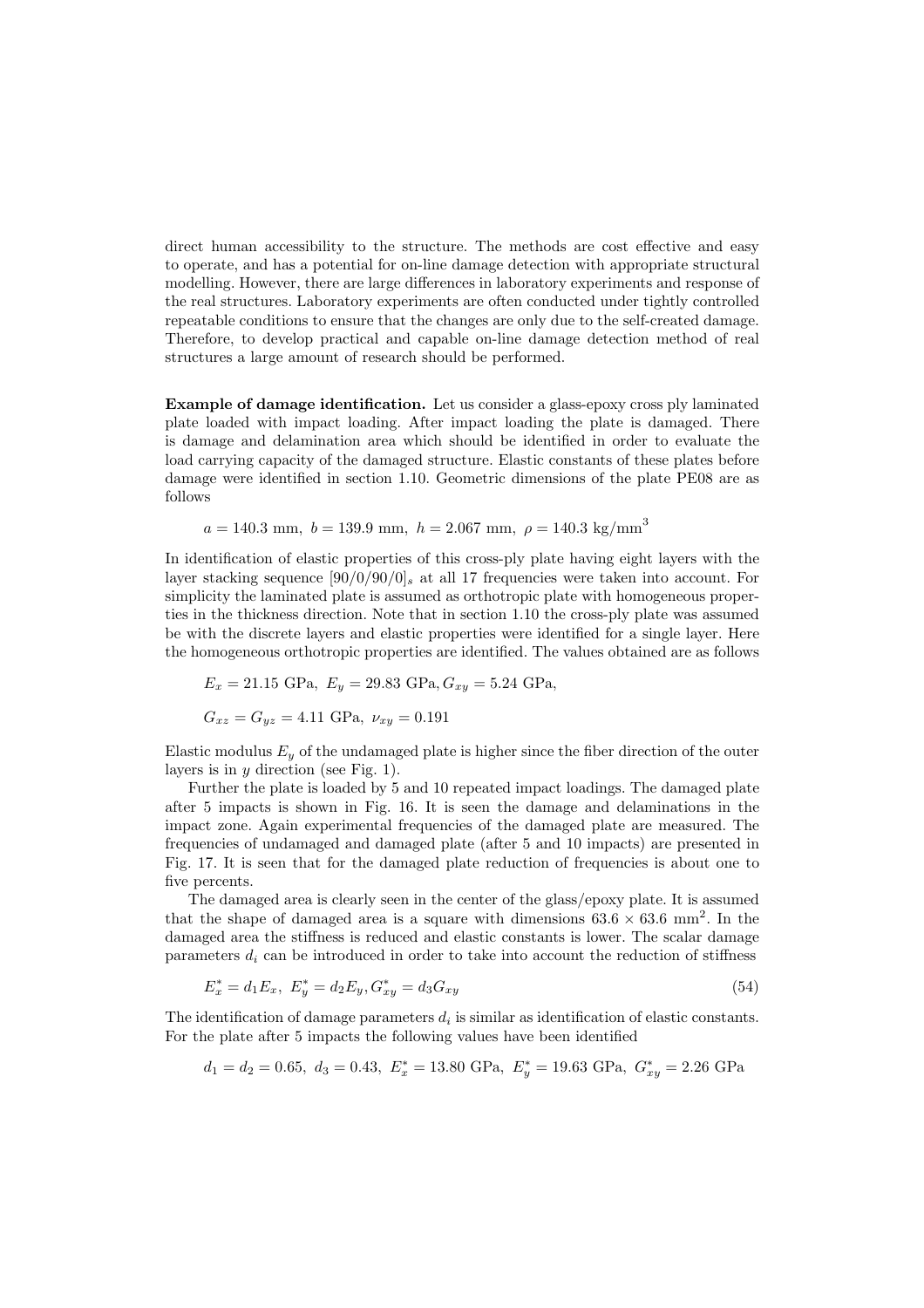direct human accessibility to the structure. The methods are cost effective and easy to operate, and has a potential for on-line damage detection with appropriate structural modelling. However, there are large differences in laboratory experiments and response of the real structures. Laboratory experiments are often conducted under tightly controlled repeatable conditions to ensure that the changes are only due to the self-created damage. Therefore, to develop practical and capable on-line damage detection method of real structures a large amount of research should be performed.

**Example of damage identification.** Let us consider a glass-epoxy cross ply laminated plate loaded with impact loading. After impact loading the plate is damaged. There is damage and delamination area which should be identified in order to evaluate the load carrying capacity of the damaged structure. Elastic constants of these plates before damage were identified in section 1.10. Geometric dimensions of the plate PE08 are as follows

$$a = 140.3 \text{ mm}, \ b = 139.9 \text{ mm}, \ h = 2.067 \text{ mm}, \ \rho = 140.3 \text{ kg/mm}^3$$

In identification of elastic properties of this cross-ply plate having eight layers with the layer stacking sequence $[90/0/90/0]_s$ at all 17 frequencies were taken into account. For simplicity the laminated plate is assumed as orthotropic plate with homogeneous properties in the thickness direction. Note that in section 1.10 the cross-ply plate was assumed be with the discrete layers and elastic properties were identified for a single layer. Here the homogeneous orthotropic properties are identified. The values obtained are as follows

$$E_x = 21.15 \text{ GPa}, \ E_y = 29.83 \text{ GPa}, G_{xy} = 5.24 \text{ GPa},$$

$$G_{xz} = G_{yz} = 4.11 \text{ GPa}, \ \nu_{xy} = 0.191$$

Elastic modulus $E_y$ of the undamaged plate is higher since the fiber direction of the outer layers is in $y$ direction (see Fig. 1).

Further the plate is loaded by 5 and 10 repeated impact loadings. The damaged plate after 5 impacts is shown in Fig. 16. It is seen the damage and delaminations in the impact zone. Again experimental frequencies of the damaged plate are measured. The frequencies of undamaged and damaged plate (after 5 and 10 impacts) are presented in Fig. 17. It is seen that for the damaged plate reduction of frequencies is about one to five percents.

The damaged area is clearly seen in the center of the glass/epoxy plate. It is assumed that the shape of damaged area is a square with dimensions $63.6 \times 63.6$ mm$^2$. In the damaged area the stiffness is reduced and elastic constants is lower. The scalar damage parameters $d_i$ can be introduced in order to take into account the reduction of stiffness

$$E_x^* = d_1 E_x, \ E_y^* = d_2 E_y, G_{xy}^* = d_3 G_{xy} \tag{54}$$

The identification of damage parameters $d_i$ is similar as identification of elastic constants. For the plate after 5 impacts the following values have been identified

$$d_1 = d_2 = 0.65, \ d_3 = 0.43, \ E_x^* = 13.80 \text{ GPa}, \ E_y^* = 19.63 \text{ GPa}, \ G_{xy}^* = 2.26 \text{ GPa}$$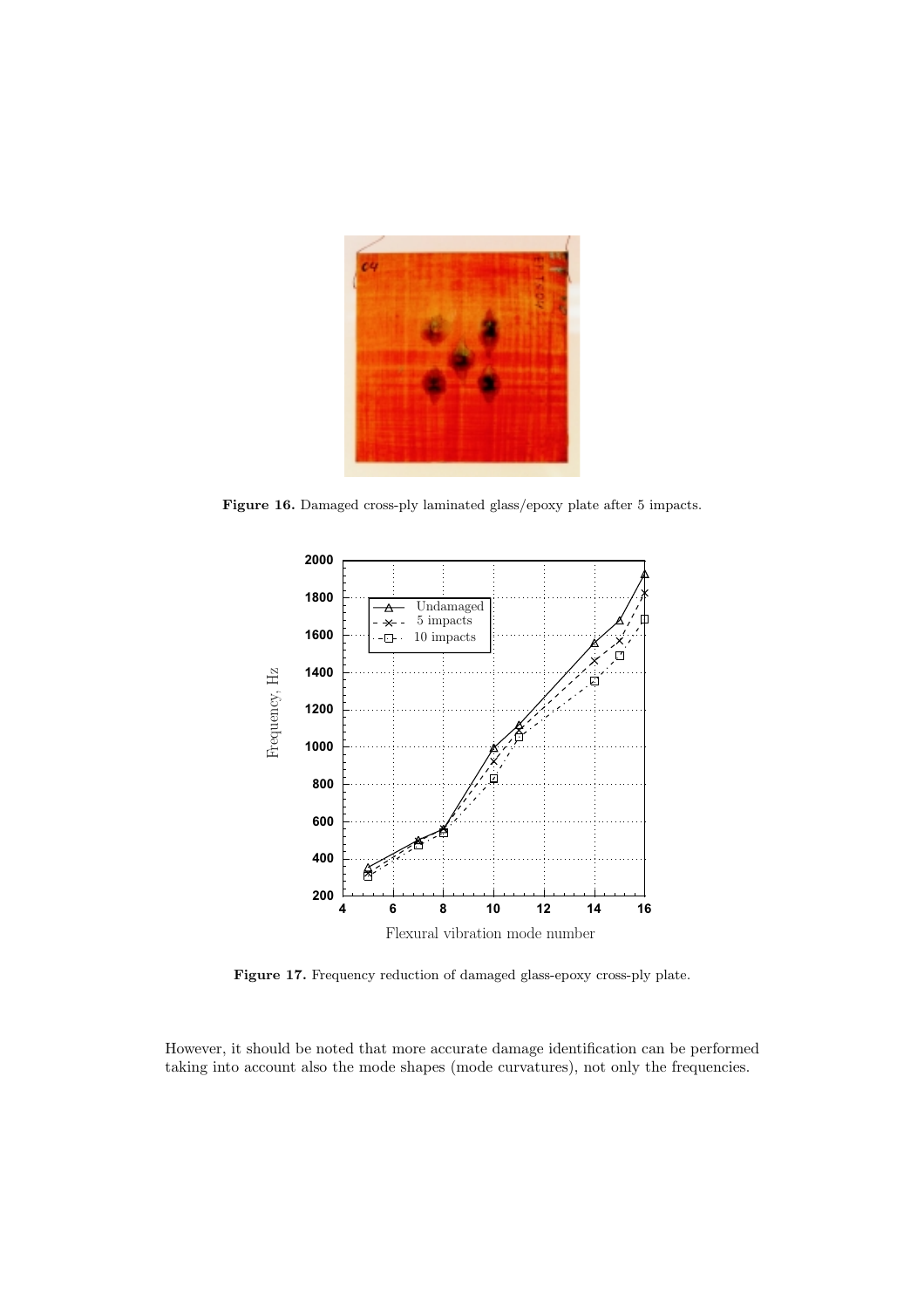**Figure 16.** Damaged cross-ply laminated glass/epoxy plate after 5 impacts.

**Figure 17.** Frequency reduction of damaged glass-epoxy cross-ply plate.

However, it should be noted that more accurate damage identification can be performed taking into account also the mode shapes (mode curvatures), not only the frequencies.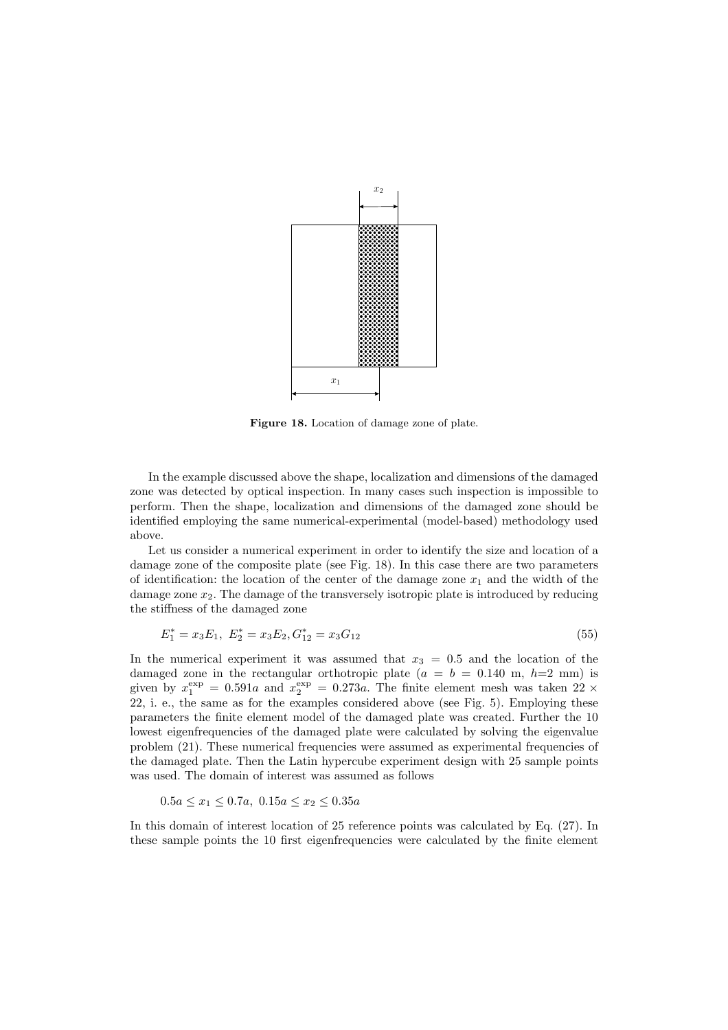Figure 18. Location of damage zone of plate.

In the example discussed above the shape, localization and dimensions of the damaged zone was detected by optical inspection. In many cases such inspection is impossible to perform. Then the shape, localization and dimensions of the damaged zone should be identified employing the same numerical-experimental (model-based) methodology used above.

Let us consider a numerical experiment in order to identify the size and location of a damage zone of the composite plate (see Fig. 18). In this case there are two parameters of identification: the location of the center of the damage zone $x_1$ and the width of the damage zone $x_2$. The damage of the transversely isotropic plate is introduced by reducing the stiffness of the damaged zone

$$E_1^* = x_3 E_1,\ E_2^* = x_3 E_2, G_{12}^* = x_3 G_{12} \tag{55}$$

In the numerical experiment it was assumed that $x_3 = 0.5$ and the location of the damaged zone in the rectangular orthotropic plate ($a = b = 0.140$ m, $h$=2 mm) is given by $x_1^{\exp} = 0.591a$ and $x_2^{\exp} = 0.273a$. The finite element mesh was taken $22 \times 22$, i. e., the same as for the examples considered above (see Fig. 5). Employing these parameters the finite element model of the damaged plate was created. Further the 10 lowest eigenfrequencies of the damaged plate were calculated by solving the eigenvalue problem (21). These numerical frequencies were assumed as experimental frequencies of the damaged plate. Then the Latin hypercube experiment design with 25 sample points was used. The domain of interest was assumed as follows

$$0.5a \le x_1 \le 0.7a,\ 0.15a \le x_2 \le 0.35a$$

In this domain of interest location of 25 reference points was calculated by Eq. (27). In these sample points the 10 first eigenfrequencies were calculated by the finite element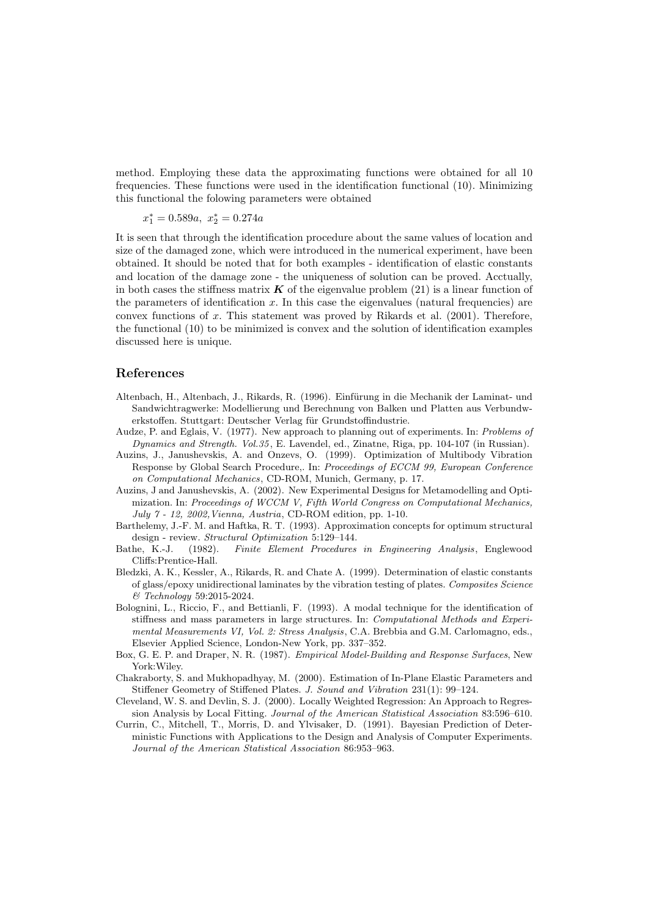method. Employing these data the approximating functions were obtained for all 10 frequencies. These functions were used in the identification functional (10). Minimizing this functional the folowing parameters were obtained

$$x_1^* = 0.589a, \; x_2^* = 0.274a$$

It is seen that through the identification procedure about the same values of location and size of the damaged zone, which were introduced in the numerical experiment, have been obtained. It should be noted that for both examples - identification of elastic constants and location of the damage zone - the uniqueness of solution can be proved. Acctually, in both cases the stiffness matrix $\boldsymbol{K}$ of the eigenvalue problem (21) is a linear function of the parameters of identification $x$. In this case the eigenvalues (natural frequencies) are convex functions of $x$. This statement was proved by Rikards et al. (2001). Therefore, the functional (10) to be minimized is convex and the solution of identification examples discussed here is unique.

## References

Altenbach, H., Altenbach, J., Rikards, R. (1996). Einfürung in die Mechanik der Laminat- und Sandwichtragwerke: Modellierung und Berechnung von Balken und Platten aus Verbundwerkstoffen. Stuttgart: Deutscher Verlag für Grundstoffindustrie.

Audze, P. and Eglais, V. (1977). New approach to planning out of experiments. In: *Problems of Dynamics and Strength. Vol.35*, E. Lavendel, ed., Zinatne, Riga, pp. 104-107 (in Russian).

Auzins, J., Janushevskis, A. and Onzevs, O. (1999). Optimization of Multibody Vibration Response by Global Search Procedure,. In: *Proceedings of ECCM 99, European Conference on Computational Mechanics*, CD-ROM, Munich, Germany, p. 17.

Auzins, J and Janushevskis, A. (2002). New Experimental Designs for Metamodelling and Optimization. In: *Proceedings of WCCM V, Fifth World Congress on Computational Mechanics, July 7 - 12, 2002,Vienna, Austria*, CD-ROM edition, pp. 1-10.

Barthelemy, J.-F. M. and Haftka, R. T. (1993). Approximation concepts for optimum structural design - review. *Structural Optimization* 5:129–144.

Bathe, K.-J. (1982). *Finite Element Procedures in Engineering Analysis*, Englewood Cliffs:Prentice-Hall.

Bledzki, A. K., Kessler, A., Rikards, R. and Chate A. (1999). Determination of elastic constants of glass/epoxy unidirectional laminates by the vibration testing of plates. *Composites Science & Technology* 59:2015-2024.

Bolognini, L., Riccio, F., and Bettianli, F. (1993). A modal technique for the identification of stiffness and mass parameters in large structures. In: *Computational Methods and Experimental Measurements VI, Vol. 2: Stress Analysis*, C.A. Brebbia and G.M. Carlomagno, eds., Elsevier Applied Science, London-New York, pp. 337–352.

Box, G. E. P. and Draper, N. R. (1987). *Empirical Model-Building and Response Surfaces*, New York:Wiley.

Chakraborty, S. and Mukhopadhyay, M. (2000). Estimation of In-Plane Elastic Parameters and Stiffener Geometry of Stiffened Plates. *J. Sound and Vibration* 231(1): 99–124.

Cleveland, W. S. and Devlin, S. J. (2000). Locally Weighted Regression: An Approach to Regression Analysis by Local Fitting. *Journal of the American Statistical Association* 83:596–610.

Currin, C., Mitchell, T., Morris, D. and Ylvisaker, D. (1991). Bayesian Prediction of Deterministic Functions with Applications to the Design and Analysis of Computer Experiments. *Journal of the American Statistical Association* 86:953–963.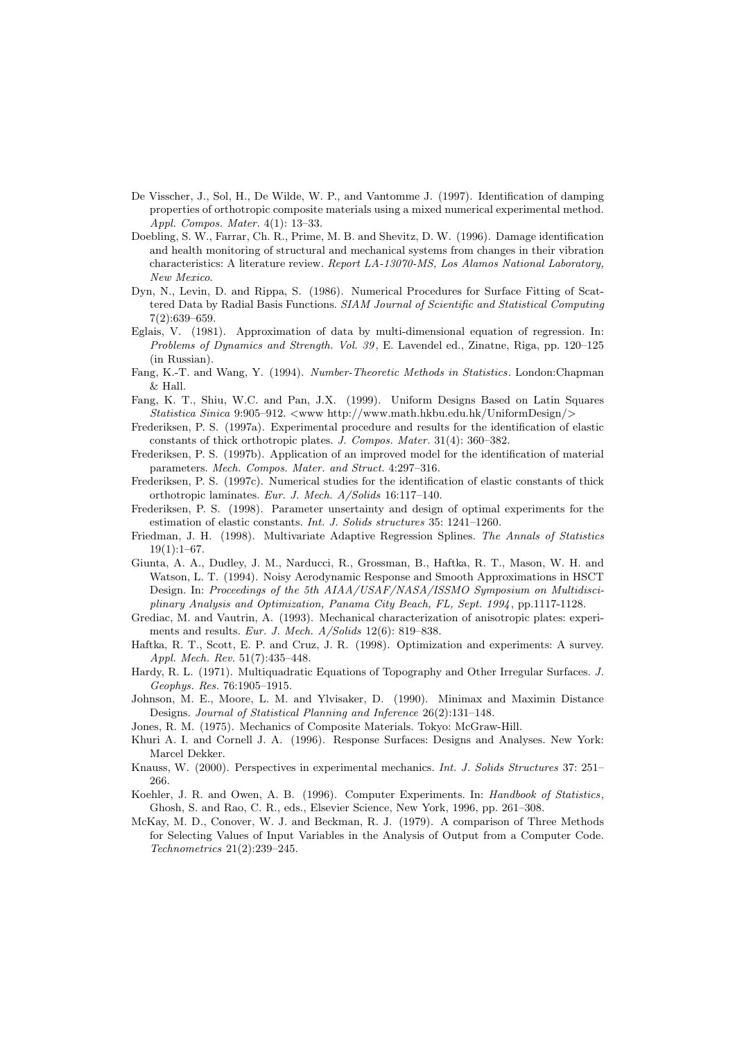De Visscher, J., Sol, H., De Wilde, W. P., and Vantomme J. (1997). Identification of damping properties of orthotropic composite materials using a mixed numerical experimental method. *Appl. Compos. Mater.* 4(1): 13–33.

Doebling, S. W., Farrar, Ch. R., Prime, M. B. and Shevitz, D. W. (1996). Damage identification and health monitoring of structural and mechanical systems from changes in their vibration characteristics: A literature review. *Report LA-13070-MS, Los Alamos National Laboratory, New Mexico.*

Dyn, N., Levin, D. and Rippa, S. (1986). Numerical Procedures for Surface Fitting of Scattered Data by Radial Basis Functions. *SIAM Journal of Scientific and Statistical Computing* 7(2):639–659.

Eglais, V. (1981). Approximation of data by multi-dimensional equation of regression. In: *Problems of Dynamics and Strength. Vol. 39*, E. Lavendel ed., Zinatne, Riga, pp. 120–125 (in Russian).

Fang, K.-T. and Wang, Y. (1994). *Number-Theoretic Methods in Statistics*. London:Chapman & Hall.

Fang, K. T., Shiu, W.C. and Pan, J.X. (1999). Uniform Designs Based on Latin Squares *Statistica Sinica* 9:905–912. <www http://www.math.hkbu.edu.hk/UniformDesign/>

Frederiksen, P. S. (1997a). Experimental procedure and results for the identification of elastic constants of thick orthotropic plates. *J. Compos. Mater.* 31(4): 360–382.

Frederiksen, P. S. (1997b). Application of an improved model for the identification of material parameters. *Mech. Compos. Mater. and Struct.* 4:297–316.

Frederiksen, P. S. (1997c). Numerical studies for the identification of elastic constants of thick orthotropic laminates. *Eur. J. Mech. A/Solids* 16:117–140.

Frederiksen, P. S. (1998). Parameter unsertainty and design of optimal experiments for the estimation of elastic constants. *Int. J. Solids structures* 35: 1241–1260.

Friedman, J. H. (1998). Multivariate Adaptive Regression Splines. *The Annals of Statistics* 19(1):1–67.

Giunta, A. A., Dudley, J. M., Narducci, R., Grossman, B., Haftka, R. T., Mason, W. H. and Watson, L. T. (1994). Noisy Aerodynamic Response and Smooth Approximations in HSCT Design. In: *Proceedings of the 5th AIAA/USAF/NASA/ISSMO Symposium on Multidisciplinary Analysis and Optimization, Panama City Beach, FL, Sept. 1994*, pp.1117-1128.

Grediac, M. and Vautrin, A. (1993). Mechanical characterization of anisotropic plates: experiments and results. *Eur. J. Mech. A/Solids* 12(6): 819–838.

Haftka, R. T., Scott, E. P. and Cruz, J. R. (1998). Optimization and experiments: A survey. *Appl. Mech. Rev.* 51(7):435–448.

Hardy, R. L. (1971). Multiquadratic Equations of Topography and Other Irregular Surfaces. *J. Geophys. Res.* 76:1905–1915.

Johnson, M. E., Moore, L. M. and Ylvisaker, D. (1990). Minimax and Maximin Distance Designs. *Journal of Statistical Planning and Inference* 26(2):131–148.

Jones, R. M. (1975). Mechanics of Composite Materials. Tokyo: McGraw-Hill.

Khuri A. I. and Cornell J. A. (1996). Response Surfaces: Designs and Analyses. New York: Marcel Dekker.

Knauss, W. (2000). Perspectives in experimental mechanics. *Int. J. Solids Structures* 37: 251–266.

Koehler, J. R. and Owen, A. B. (1996). Computer Experiments. In: *Handbook of Statistics*, Ghosh, S. and Rao, C. R., eds., Elsevier Science, New York, 1996, pp. 261–308.

McKay, M. D., Conover, W. J. and Beckman, R. J. (1979). A comparison of Three Methods for Selecting Values of Input Variables in the Analysis of Output from a Computer Code. *Technometrics* 21(2):239–245.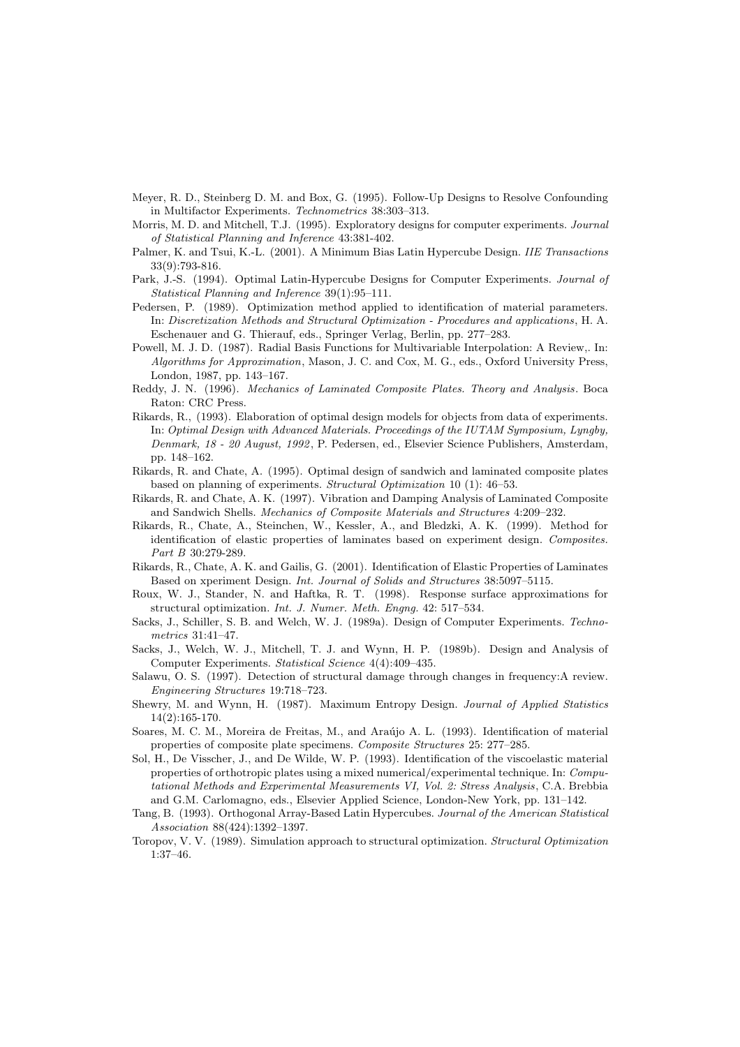Meyer, R. D., Steinberg D. M. and Box, G. (1995). Follow-Up Designs to Resolve Confounding in Multifactor Experiments. *Technometrics* 38:303–313.

Morris, M. D. and Mitchell, T.J. (1995). Exploratory designs for computer experiments. *Journal of Statistical Planning and Inference* 43:381-402.

Palmer, K. and Tsui, K.-L. (2001). A Minimum Bias Latin Hypercube Design. *IIE Transactions* 33(9):793-816.

Park, J.-S. (1994). Optimal Latin-Hypercube Designs for Computer Experiments. *Journal of Statistical Planning and Inference* 39(1):95–111.

Pedersen, P. (1989). Optimization method applied to identification of material parameters. In: *Discretization Methods and Structural Optimization - Procedures and applications*, H. A. Eschenauer and G. Thierauf, eds., Springer Verlag, Berlin, pp. 277–283.

Powell, M. J. D. (1987). Radial Basis Functions for Multivariable Interpolation: A Review,. In: *Algorithms for Approximation*, Mason, J. C. and Cox, M. G., eds., Oxford University Press, London, 1987, pp. 143–167.

Reddy, J. N. (1996). *Mechanics of Laminated Composite Plates. Theory and Analysis*. Boca Raton: CRC Press.

Rikards, R., (1993). Elaboration of optimal design models for objects from data of experiments. In: *Optimal Design with Advanced Materials. Proceedings of the IUTAM Symposium, Lyngby, Denmark, 18 - 20 August, 1992*, P. Pedersen, ed., Elsevier Science Publishers, Amsterdam, pp. 148–162.

Rikards, R. and Chate, A. (1995). Optimal design of sandwich and laminated composite plates based on planning of experiments. *Structural Optimization* 10 (1): 46–53.

Rikards, R. and Chate, A. K. (1997). Vibration and Damping Analysis of Laminated Composite and Sandwich Shells. *Mechanics of Composite Materials and Structures* 4:209–232.

Rikards, R., Chate, A., Steinchen, W., Kessler, A., and Bledzki, A. K. (1999). Method for identification of elastic properties of laminates based on experiment design. *Composites. Part B* 30:279-289.

Rikards, R., Chate, A. K. and Gailis, G. (2001). Identification of Elastic Properties of Laminates Based on xperiment Design. *Int. Journal of Solids and Structures* 38:5097–5115.

Roux, W. J., Stander, N. and Haftka, R. T. (1998). Response surface approximations for structural optimization. *Int. J. Numer. Meth. Engng.* 42: 517–534.

Sacks, J., Schiller, S. B. and Welch, W. J. (1989a). Design of Computer Experiments. *Technometrics* 31:41–47.

Sacks, J., Welch, W. J., Mitchell, T. J. and Wynn, H. P. (1989b). Design and Analysis of Computer Experiments. *Statistical Science* 4(4):409–435.

Salawu, O. S. (1997). Detection of structural damage through changes in frequency:A review. *Engineering Structures* 19:718–723.

Shewry, M. and Wynn, H. (1987). Maximum Entropy Design. *Journal of Applied Statistics* 14(2):165-170.

Soares, M. C. M., Moreira de Freitas, M., and Araújo A. L. (1993). Identification of material properties of composite plate specimens. *Composite Structures* 25: 277–285.

Sol, H., De Visscher, J., and De Wilde, W. P. (1993). Identification of the viscoelastic material properties of orthotropic plates using a mixed numerical/experimental technique. In: *Computational Methods and Experimental Measurements VI, Vol. 2: Stress Analysis*, C.A. Brebbia and G.M. Carlomagno, eds., Elsevier Applied Science, London-New York, pp. 131–142.

Tang, B. (1993). Orthogonal Array-Based Latin Hypercubes. *Journal of the American Statistical Association* 88(424):1392–1397.

Toropov, V. V. (1989). Simulation approach to structural optimization. *Structural Optimization* 1:37–46.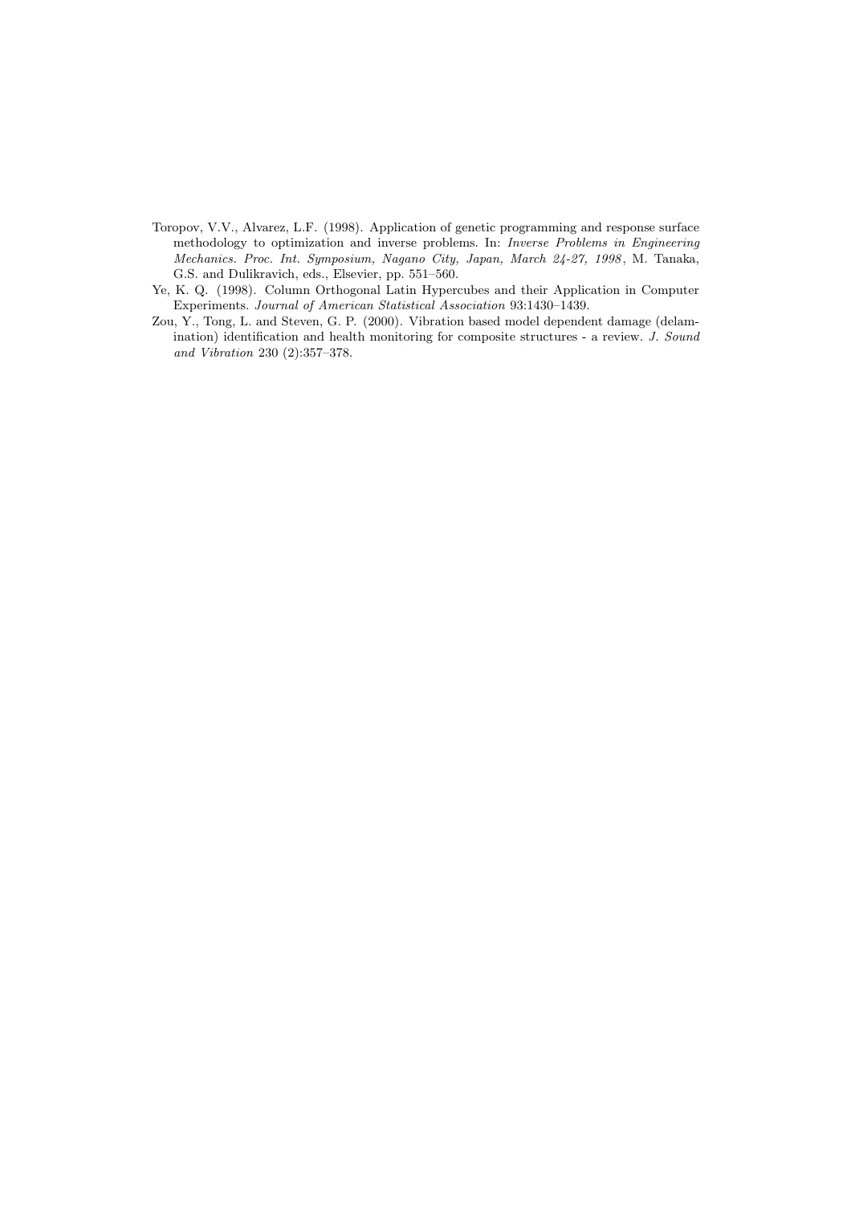Toropov, V.V., Alvarez, L.F. (1998). Application of genetic programming and response surface methodology to optimization and inverse problems. In: *Inverse Problems in Engineering Mechanics. Proc. Int. Symposium, Nagano City, Japan, March 24-27, 1998*, M. Tanaka, G.S. and Dulikravich, eds., Elsevier, pp. 551–560.

Ye, K. Q. (1998). Column Orthogonal Latin Hypercubes and their Application in Computer Experiments. *Journal of American Statistical Association* 93:1430–1439.

Zou, Y., Tong, L. and Steven, G. P. (2000). Vibration based model dependent damage (delamination) identification and health monitoring for composite structures - a review. *J. Sound and Vibration* 230 (2):357–378.